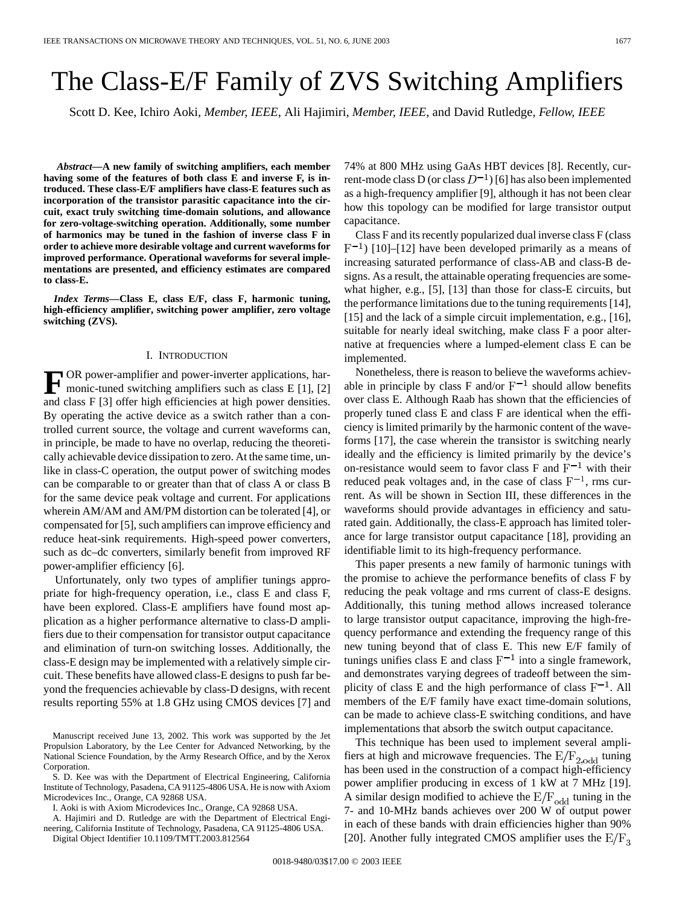# The Class-E/F Family of ZVS Switching Amplifiers

Scott D. Kee, Ichiro Aoki, *Member, IEEE*, Ali Hajimiri, *Member, IEEE*, and David Rutledge, *Fellow, IEEE*

***Abstract*—A new family of switching amplifiers, each member having some of the features of both class E and inverse F, is introduced. These class-E/F amplifiers have class-E features such as incorporation of the transistor parasitic capacitance into the circuit, exact truly switching time-domain solutions, and allowance for zero-voltage-switching operation. Additionally, some number of harmonics may be tuned in the fashion of inverse class F in order to achieve more desirable voltage and current waveforms for improved performance. Operational waveforms for several implementations are presented, and efficiency estimates are compared to class-E.**

***Index Terms*—Class E, class E/F, class F, harmonic tuning, high-efficiency amplifier, switching power amplifier, zero voltage switching (ZVS).**

## I. Introduction

For power-amplifier and power-inverter applications, harmonic-tuned switching amplifiers such as class E [1], [2] and class F [3] offer high efficiencies at high power densities. By operating the active device as a switch rather than a controlled current source, the voltage and current waveforms can, in principle, be made to have no overlap, reducing the theoretically achievable device dissipation to zero. At the same time, unlike in class-C operation, the output power of switching modes can be comparable to or greater than that of class A or class B for the same device peak voltage and current. For applications wherein AM/AM and AM/PM distortion can be tolerated [4], or compensated for [5], such amplifiers can improve efficiency and reduce heat-sink requirements. High-speed power converters, such as dc–dc converters, similarly benefit from improved RF power-amplifier efficiency [6].

Unfortunately, only two types of amplifier tunings appropriate for high-frequency operation, i.e., class E and class F, have been explored. Class-E amplifiers have found most application as a higher performance alternative to class-D amplifiers due to their compensation for transistor output capacitance and elimination of turn-on switching losses. Additionally, the class-E design may be implemented with a relatively simple circuit. These benefits have allowed class-E designs to push far beyond the frequencies achievable by class-D designs, with recent results reporting 55% at 1.8 GHz using CMOS devices [7] and 74% at 800 MHz using GaAs HBT devices [8]. Recently, current-mode class D (or class $D^{-1}$) [6] has also been implemented as a high-frequency amplifier [9], although it has not been clear how this topology can be modified for large transistor output capacitance.

Class F and its recently popularized dual inverse class F (class $\mathrm{F}^{-1}$) [10]–[12] have been developed primarily as a means of increasing saturated performance of class-AB and class-B designs. As a result, the attainable operating frequencies are somewhat higher, e.g., [5], [13] than those for class-E circuits, but the performance limitations due to the tuning requirements [14], [15] and the lack of a simple circuit implementation, e.g., [16], suitable for nearly ideal switching, make class F a poor alternative at frequencies where a lumped-element class E can be implemented.

Nonetheless, there is reason to believe the waveforms achievable in principle by class F and/or $\mathrm{F}^{-1}$ should allow benefits over class E. Although Raab has shown that the efficiencies of properly tuned class E and class F are identical when the efficiency is limited primarily by the harmonic content of the waveforms [17], the case wherein the transistor is switching nearly ideally and the efficiency is limited primarily by the device's on-resistance would seem to favor class F and $\mathrm{F}^{-1}$ with their reduced peak voltages and, in the case of class $\mathrm{F}^{-1}$, rms current. As will be shown in Section III, these differences in the waveforms should provide advantages in efficiency and saturated gain. Additionally, the class-E approach has limited tolerance for large transistor output capacitance [18], providing an identifiable limit to its high-frequency performance.

This paper presents a new family of harmonic tunings with the promise to achieve the performance benefits of class F by reducing the peak voltage and rms current of class-E designs. Additionally, this tuning method allows increased tolerance to large transistor output capacitance, improving the high-frequency performance and extending the frequency range of this new tuning beyond that of class E. This new E/F family of tunings unifies class E and class $\mathrm{F}^{-1}$ into a single framework, and demonstrates varying degrees of tradeoff between the simplicity of class E and the high performance of class $\mathrm{F}^{-1}$. All members of the E/F family have exact time-domain solutions, can be made to achieve class-E switching conditions, and have implementations that absorb the switch output capacitance.

This technique has been used to implement several amplifiers at high and microwave frequencies. The $\mathrm{E/F_{2,odd}}$ tuning has been used in the construction of a compact high-efficiency power amplifier producing in excess of 1 kW at 7 MHz [19]. A similar design modified to achieve the $\mathrm{E/F_{odd}}$ tuning in the 7- and 10-MHz bands achieves over 200 W of output power in each of these bands with drain efficiencies higher than 90% [20]. Another fully integrated CMOS amplifier uses the $\mathrm{E/F_3}$

Manuscript received June 13, 2002. This work was supported by the Jet Propulsion Laboratory, by the Lee Center for Advanced Networking, by the National Science Foundation, by the Army Research Office, and by the Xerox Corporation.

S. D. Kee was with the Department of Electrical Engineering, California Institute of Technology, Pasadena, CA 91125-4806 USA. He is now with Axiom Microdevices Inc., Orange, CA 92868 USA.

I. Aoki is with Axiom Microdevices Inc., Orange, CA 92868 USA.

A. Hajimiri and D. Rutledge are with the Department of Electrical Engineering, California Institute of Technology, Pasadena, CA 91125-4806 USA.

Digital Object Identifier 10.1109/TMTT.2003.812564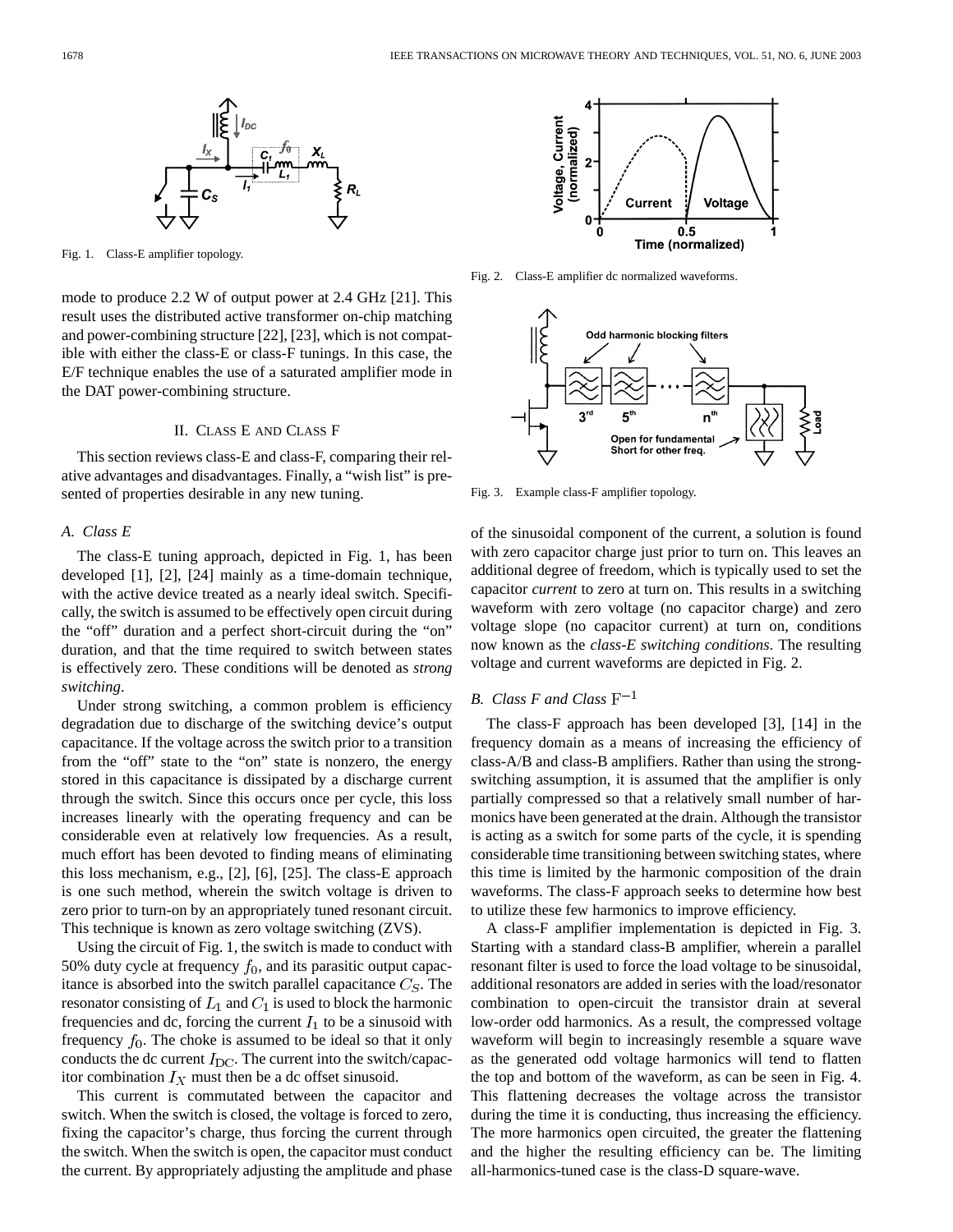Fig. 1. Class-E amplifier topology.

Fig. 2. Class-E amplifier dc normalized waveforms.

Fig. 3. Example class-F amplifier topology.

mode to produce 2.2 W of output power at 2.4 GHz [21]. This result uses the distributed active transformer on-chip matching and power-combining structure [22], [23], which is not compatible with either the class-E or class-F tunings. In this case, the E/F technique enables the use of a saturated amplifier mode in the DAT power-combining structure.

## II. Class E and Class F

This section reviews class-E and class-F, comparing their relative advantages and disadvantages. Finally, a "wish list" is presented of properties desirable in any new tuning.

### A. Class E

The class-E tuning approach, depicted in Fig. 1, has been developed [1], [2], [24] mainly as a time-domain technique, with the active device treated as a nearly ideal switch. Specifically, the switch is assumed to be effectively open circuit during the "off" duration and a perfect short-circuit during the "on" duration, and that the time required to switch between states is effectively zero. These conditions will be denoted as *strong switching*.

Under strong switching, a common problem is efficiency degradation due to discharge of the switching device's output capacitance. If the voltage across the switch prior to a transition from the "off" state to the "on" state is nonzero, the energy stored in this capacitance is dissipated by a discharge current through the switch. Since this occurs once per cycle, this loss increases linearly with the operating frequency and can be considerable even at relatively low frequencies. As a result, much effort has been devoted to finding means of eliminating this loss mechanism, e.g., [2], [6], [25]. The class-E approach is one such method, wherein the switch voltage is driven to zero prior to turn-on by an appropriately tuned resonant circuit. This technique is known as zero voltage switching (ZVS).

Using the circuit of Fig. 1, the switch is made to conduct with 50% duty cycle at frequency $f_0$, and its parasitic output capacitance is absorbed into the switch parallel capacitance $C_S$. The resonator consisting of $L_1$ and $C_1$ is used to block the harmonic frequencies and dc, forcing the current $I_1$ to be a sinusoid with frequency $f_0$. The choke is assumed to be ideal so that it only conducts the dc current $I_{\rm DC}$. The current into the switch/capacitor combination $I_X$ must then be a dc offset sinusoid.

This current is commutated between the capacitor and switch. When the switch is closed, the voltage is forced to zero, fixing the capacitor's charge, thus forcing the current through the switch. When the switch is open, the capacitor must conduct the current. By appropriately adjusting the amplitude and phase of the sinusoidal component of the current, a solution is found with zero capacitor charge just prior to turn on. This leaves an additional degree of freedom, which is typically used to set the capacitor *current* to zero at turn on. This results in a switching waveform with zero voltage (no capacitor charge) and zero voltage slope (no capacitor current) at turn on, conditions now known as the *class-E switching conditions*. The resulting voltage and current waveforms are depicted in Fig. 2.

### B. Class F and Class $\mathrm{F}^{-1}$

The class-F approach has been developed [3], [14] in the frequency domain as a means of increasing the efficiency of class-A/B and class-B amplifiers. Rather than using the strong-switching assumption, it is assumed that the amplifier is only partially compressed so that a relatively small number of harmonics have been generated at the drain. Although the transistor is acting as a switch for some parts of the cycle, it is spending considerable time transitioning between switching states, where this time is limited by the harmonic composition of the drain waveforms. The class-F approach seeks to determine how best to utilize these few harmonics to improve efficiency.

A class-F amplifier implementation is depicted in Fig. 3. Starting with a standard class-B amplifier, wherein a parallel resonant filter is used to force the load voltage to be sinusoidal, additional resonators are added in series with the load/resonator combination to open-circuit the transistor drain at several low-order odd harmonics. As a result, the compressed voltage waveform will begin to increasingly resemble a square wave as the generated odd voltage harmonics will tend to flatten the top and bottom of the waveform, as can be seen in Fig. 4. This flattening decreases the voltage across the transistor during the time it is conducting, thus increasing the efficiency. The more harmonics open circuited, the greater the flattening and the higher the resulting efficiency can be. The limiting all-harmonics-tuned case is the class-D square-wave.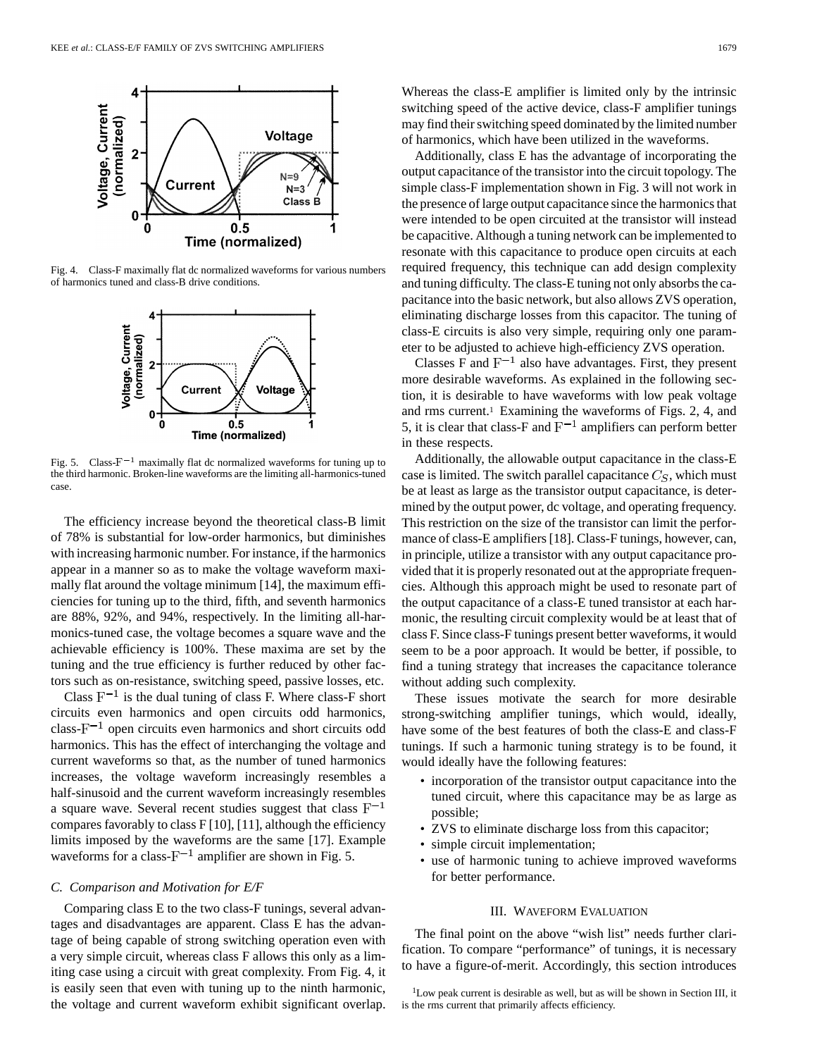Fig. 4. Class-F maximally flat dc normalized waveforms for various numbers of harmonics tuned and class-B drive conditions.

Fig. 5. Class-$F^{-1}$ maximally flat dc normalized waveforms for tuning up to the third harmonic. Broken-line waveforms are the limiting all-harmonics-tuned case.

The efficiency increase beyond the theoretical class-B limit of 78% is substantial for low-order harmonics, but diminishes with increasing harmonic number. For instance, if the harmonics appear in a manner so as to make the voltage waveform maximally flat around the voltage minimum [14], the maximum efficiencies for tuning up to the third, fifth, and seventh harmonics are 88%, 92%, and 94%, respectively. In the limiting all-harmonics-tuned case, the voltage becomes a square wave and the achievable efficiency is 100%. These maxima are set by the tuning and the true efficiency is further reduced by other factors such as on-resistance, switching speed, passive losses, etc.

Class $F^{-1}$ is the dual tuning of class F. Where class-F short circuits even harmonics and open circuits odd harmonics, class-$F^{-1}$ open circuits even harmonics and short circuits odd harmonics. This has the effect of interchanging the voltage and current waveforms so that, as the number of tuned harmonics increases, the voltage waveform increasingly resembles a half-sinusoid and the current waveform increasingly resembles a square wave. Several recent studies suggest that class $F^{-1}$ compares favorably to class F [10], [11], although the efficiency limits imposed by the waveforms are the same [17]. Example waveforms for a class-$F^{-1}$ amplifier are shown in Fig. 5.

### C. Comparison and Motivation for E/F

Comparing class E to the two class-F tunings, several advantages and disadvantages are apparent. Class E has the advantage of being capable of strong switching operation even with a very simple circuit, whereas class F allows this only as a limiting case using a circuit with great complexity. From Fig. 4, it is easily seen that even with tuning up to the ninth harmonic, the voltage and current waveform exhibit significant overlap. Whereas the class-E amplifier is limited only by the intrinsic switching speed of the active device, class-F amplifier tunings may find their switching speed dominated by the limited number of harmonics, which have been utilized in the waveforms.

Additionally, class E has the advantage of incorporating the output capacitance of the transistor into the circuit topology. The simple class-F implementation shown in Fig. 3 will not work in the presence of large output capacitance since the harmonics that were intended to be open circuited at the transistor will instead be capacitive. Although a tuning network can be implemented to resonate with this capacitance to produce open circuits at each required frequency, this technique can add design complexity and tuning difficulty. The class-E tuning not only absorbs the capacitance into the basic network, but also allows ZVS operation, eliminating discharge losses from this capacitor. The tuning of class-E circuits is also very simple, requiring only one parameter to be adjusted to achieve high-efficiency ZVS operation.

Classes F and $F^{-1}$ also have advantages. First, they present more desirable waveforms. As explained in the following section, it is desirable to have waveforms with low peak voltage and rms current.[1] Examining the waveforms of Figs. 2, 4, and 5, it is clear that class-F and $F^{-1}$ amplifiers can perform better in these respects.

Additionally, the allowable output capacitance in the class-E case is limited. The switch parallel capacitance $C_S$, which must be at least as large as the transistor output capacitance, is determined by the output power, dc voltage, and operating frequency. This restriction on the size of the transistor can limit the performance of class-E amplifiers [18]. Class-F tunings, however, can, in principle, utilize a transistor with any output capacitance provided that it is properly resonated out at the appropriate frequencies. Although this approach might be used to resonate part of the output capacitance of a class-E tuned transistor at each harmonic, the resulting circuit complexity would be at least that of class F. Since class-F tunings present better waveforms, it would seem to be a poor approach. It would be better, if possible, to find a tuning strategy that increases the capacitance tolerance without adding such complexity.

These issues motivate the search for more desirable strong-switching amplifier tunings, which would, ideally, have some of the best features of both the class-E and class-F tunings. If such a harmonic tuning strategy is to be found, it would ideally have the following features:

- incorporation of the transistor output capacitance into the tuned circuit, where this capacitance may be as large as possible;
- ZVS to eliminate discharge loss from this capacitor;
- simple circuit implementation;
- use of harmonic tuning to achieve improved waveforms for better performance.

## III. Waveform Evaluation

The final point on the above "wish list" needs further clarification. To compare "performance" of tunings, it is necessary to have a figure-of-merit. Accordingly, this section introduces

[1] Low peak current is desirable as well, but as will be shown in Section III, it is the rms current that primarily affects efficiency.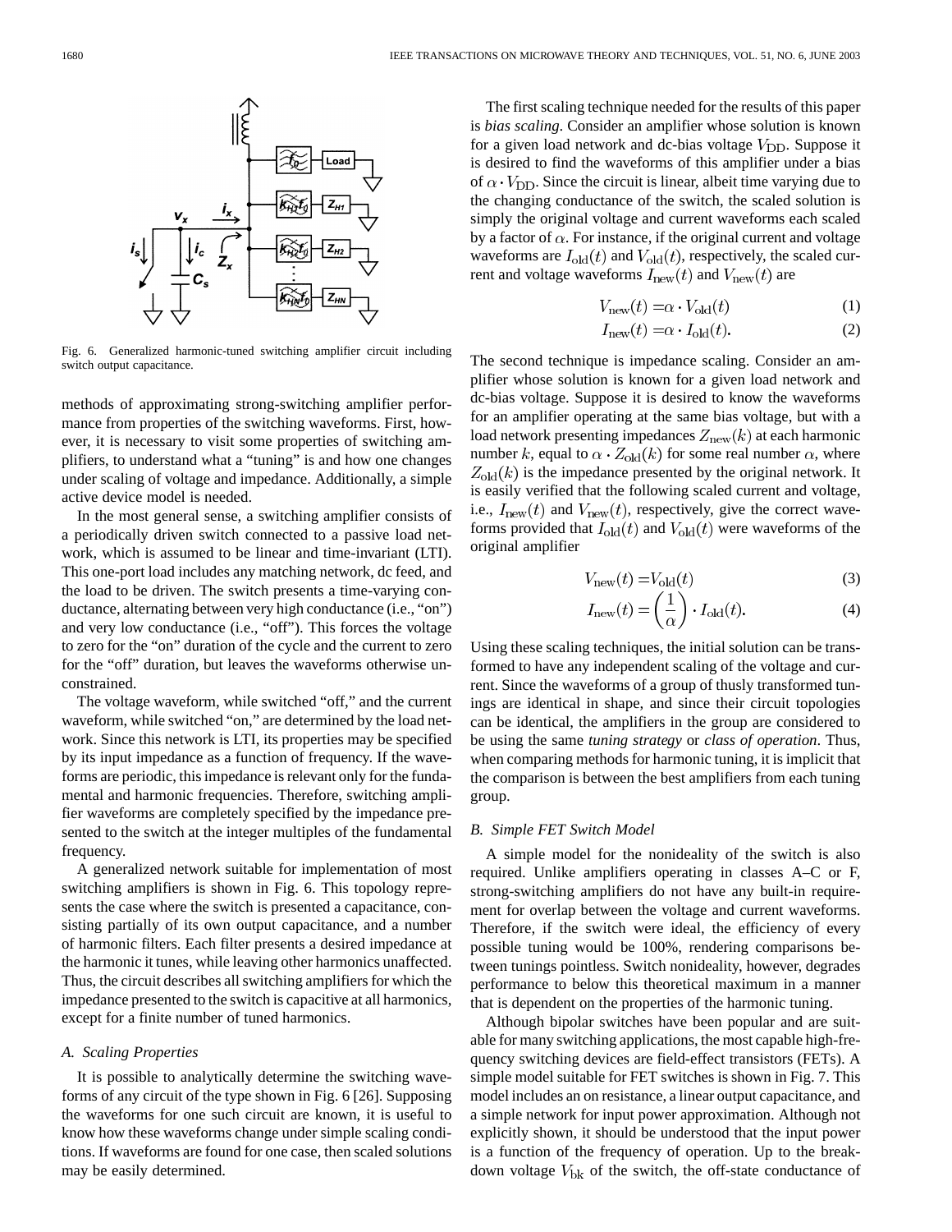Fig. 6. Generalized harmonic-tuned switching amplifier circuit including switch output capacitance.

methods of approximating strong-switching amplifier performance from properties of the switching waveforms. First, however, it is necessary to visit some properties of switching amplifiers, to understand what a "tuning" is and how one changes under scaling of voltage and impedance. Additionally, a simple active device model is needed.

In the most general sense, a switching amplifier consists of a periodically driven switch connected to a passive load network, which is assumed to be linear and time-invariant (LTI). This one-port load includes any matching network, dc feed, and the load to be driven. The switch presents a time-varying conductance, alternating between very high conductance (i.e., "on") and very low conductance (i.e., "off"). This forces the voltage to zero for the "on" duration of the cycle and the current to zero for the "off" duration, but leaves the waveforms otherwise unconstrained.

The voltage waveform, while switched "off," and the current waveform, while switched "on," are determined by the load network. Since this network is LTI, its properties may be specified by its input impedance as a function of frequency. If the waveforms are periodic, this impedance is relevant only for the fundamental and harmonic frequencies. Therefore, switching amplifier waveforms are completely specified by the impedance presented to the switch at the integer multiples of the fundamental frequency.

A generalized network suitable for implementation of most switching amplifiers is shown in Fig. 6. This topology represents the case where the switch is presented a capacitance, consisting partially of its own output capacitance, and a number of harmonic filters. Each filter presents a desired impedance at the harmonic it tunes, while leaving other harmonics unaffected. Thus, the circuit describes all switching amplifiers for which the impedance presented to the switch is capacitive at all harmonics, except for a finite number of tuned harmonics.

### A. Scaling Properties

It is possible to analytically determine the switching waveforms of any circuit of the type shown in Fig. 6 [26]. Supposing the waveforms for one such circuit are known, it is useful to know how these waveforms change under simple scaling conditions. If waveforms are found for one case, then scaled solutions may be easily determined.

The first scaling technique needed for the results of this paper is *bias scaling*. Consider an amplifier whose solution is known for a given load network and dc-bias voltage $V_{\rm DD}$. Suppose it is desired to find the waveforms of this amplifier under a bias of $\alpha \cdot V_{\rm DD}$. Since the circuit is linear, albeit time varying due to the changing conductance of the switch, the scaled solution is simply the original voltage and current waveforms each scaled by a factor of $\alpha$. For instance, if the original current and voltage waveforms are $I_{\rm old}(t)$ and $V_{\rm old}(t)$, respectively, the scaled current and voltage waveforms $I_{\rm new}(t)$ and $V_{\rm new}(t)$ are

$$V_{\rm new}(t) = \alpha \cdot V_{\rm old}(t) \tag{1}$$

$$I_{\rm new}(t) = \alpha \cdot I_{\rm old}(t). \tag{2}$$

The second technique is impedance scaling. Consider an amplifier whose solution is known for a given load network and dc-bias voltage. Suppose it is desired to know the waveforms for an amplifier operating at the same bias voltage, but with a load network presenting impedances $Z_{\rm new}(k)$ at each harmonic number $k$, equal to $\alpha \cdot Z_{\rm old}(k)$ for some real number $\alpha$, where $Z_{\rm old}(k)$ is the impedance presented by the original network. It is easily verified that the following scaled current and voltage, i.e., $I_{\rm new}(t)$ and $V_{\rm new}(t)$, respectively, give the correct waveforms provided that $I_{\rm old}(t)$ and $V_{\rm old}(t)$ were waveforms of the original amplifier

$$V_{\rm new}(t) = V_{\rm old}(t) \tag{3}$$

$$I_{\rm new}(t) = \left(\frac{1}{\alpha}\right) \cdot I_{\rm old}(t). \tag{4}$$

Using these scaling techniques, the initial solution can be transformed to have any independent scaling of the voltage and current. Since the waveforms of a group of thusly transformed tunings are identical in shape, and since their circuit topologies can be identical, the amplifiers in the group are considered to be using the same *tuning strategy* or *class of operation*. Thus, when comparing methods for harmonic tuning, it is implicit that the comparison is between the best amplifiers from each tuning group.

### B. Simple FET Switch Model

A simple model for the nonideality of the switch is also required. Unlike amplifiers operating in classes A–C or F, strong-switching amplifiers do not have any built-in requirement for overlap between the voltage and current waveforms. Therefore, if the switch were ideal, the efficiency of every possible tuning would be 100%, rendering comparisons between tunings pointless. Switch nonideality, however, degrades performance to below this theoretical maximum in a manner that is dependent on the properties of the harmonic tuning.

Although bipolar switches have been popular and are suitable for many switching applications, the most capable high-frequency switching devices are field-effect transistors (FETs). A simple model suitable for FET switches is shown in Fig. 7. This model includes an on resistance, a linear output capacitance, and a simple network for input power approximation. Although not explicitly shown, it should be understood that the input power is a function of the frequency of operation. Up to the breakdown voltage $V_{\rm bk}$ of the switch, the off-state conductance of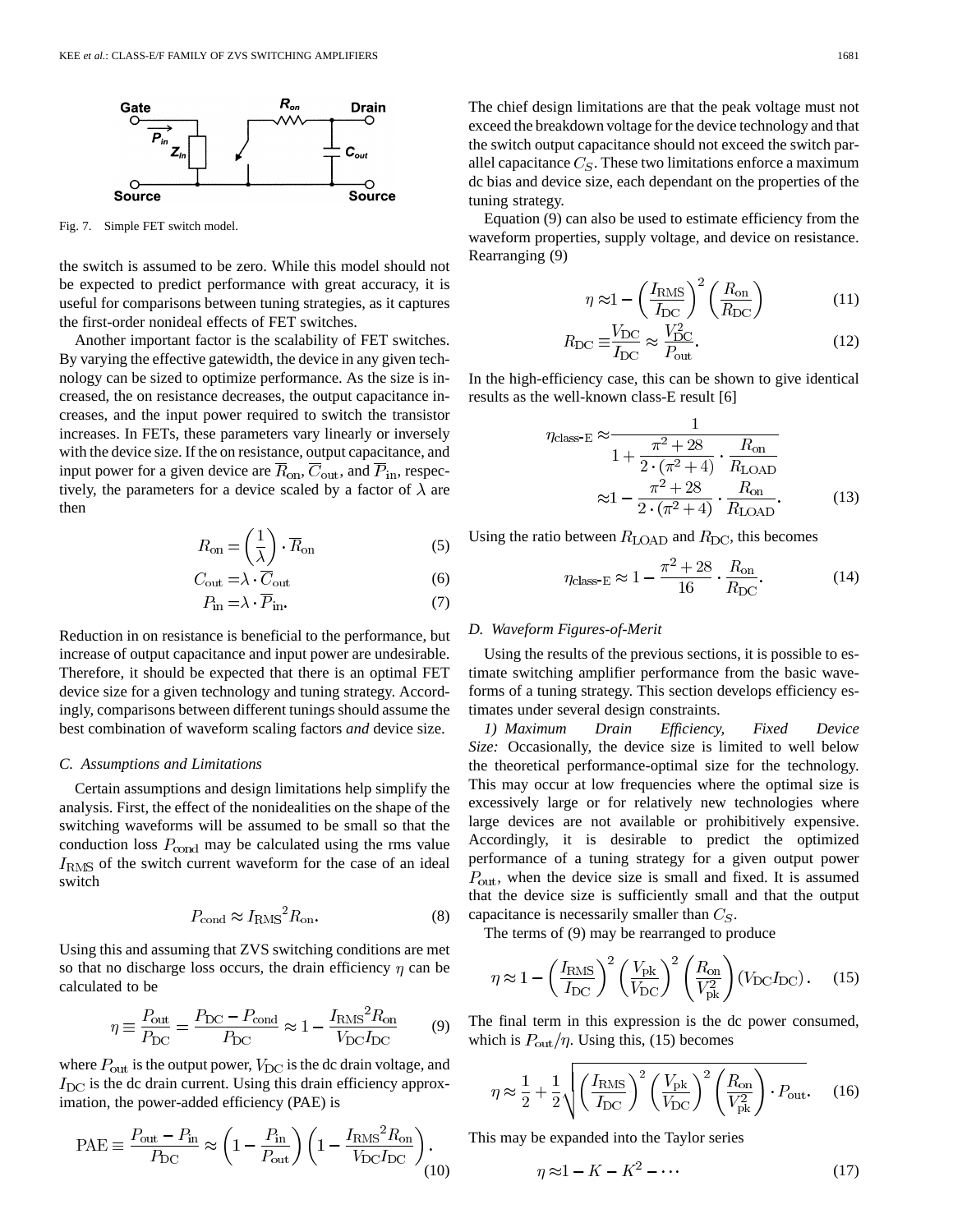Fig. 7. Simple FET switch model.

the switch is assumed to be zero. While this model should not be expected to predict performance with great accuracy, it is useful for comparisons between tuning strategies, as it captures the first-order nonideal effects of FET switches.

Another important factor is the scalability of FET switches. By varying the effective gatewidth, the device in any given technology can be sized to optimize performance. As the size is increased, the on resistance decreases, the output capacitance increases, and the input power required to switch the transistor increases. In FETs, these parameters vary linearly or inversely with the device size. If the on resistance, output capacitance, and input power for a given device are $\overline{R}_{\rm on}$, $\overline{C}_{\rm out}$, and $\overline{P}_{\rm in}$, respectively, the parameters for a device scaled by a factor of $\lambda$ are then

$$R_{\rm on} = \left(\frac{1}{\lambda}\right) \cdot \overline{R}_{\rm on} \tag{5}$$

$$C_{\rm out} = \lambda \cdot \overline{C}_{\rm out} \tag{6}$$

$$P_{\rm in} = \lambda \cdot \overline{P}_{\rm in}. \tag{7}$$

Reduction in on resistance is beneficial to the performance, but increase of output capacitance and input power are undesirable. Therefore, it should be expected that there is an optimal FET device size for a given technology and tuning strategy. Accordingly, comparisons between different tunings should assume the best combination of waveform scaling factors *and* device size.

### C. Assumptions and Limitations

Certain assumptions and design limitations help simplify the analysis. First, the effect of the nonidealities on the shape of the switching waveforms will be assumed to be small so that the conduction loss $P_{\rm cond}$ may be calculated using the rms value $I_{\rm RMS}$ of the switch current waveform for the case of an ideal switch

$$P_{\rm cond} \approx {I_{\rm RMS}}^2 R_{\rm on}. \tag{8}$$

Using this and assuming that ZVS switching conditions are met so that no discharge loss occurs, the drain efficiency $\eta$ can be calculated to be

$$\eta \equiv \frac{P_{\rm out}}{P_{\rm DC}} = \frac{P_{\rm DC} - P_{\rm cond}}{P_{\rm DC}} \approx 1 - \frac{{I_{\rm RMS}}^2 R_{\rm on}}{V_{\rm DC} I_{\rm DC}} \tag{9}$$

where $P_{\rm out}$ is the output power, $V_{\rm DC}$ is the dc drain voltage, and $I_{\rm DC}$ is the dc drain current. Using this drain efficiency approximation, the power-added efficiency (PAE) is

$$\text{PAE} \equiv \frac{P_{\rm out} - P_{\rm in}}{P_{\rm DC}} \approx \left(1 - \frac{P_{\rm in}}{P_{\rm out}}\right)\left(1 - \frac{{I_{\rm RMS}}^2 R_{\rm on}}{V_{\rm DC} I_{\rm DC}}\right). \tag{10}$$

The chief design limitations are that the peak voltage must not exceed the breakdown voltage for the device technology and that the switch output capacitance should not exceed the switch parallel capacitance $C_S$. These two limitations enforce a maximum dc bias and device size, each dependant on the properties of the tuning strategy.

Equation (9) can also be used to estimate efficiency from the waveform properties, supply voltage, and device on resistance. Rearranging (9)

$$\eta \approx 1 - \left(\frac{I_{\rm RMS}}{I_{\rm DC}}\right)^2 \left(\frac{R_{\rm on}}{R_{\rm DC}}\right) \tag{11}$$

$$R_{\rm DC} \equiv \frac{V_{\rm DC}}{I_{\rm DC}} \approx \frac{V_{\rm DC}^2}{P_{\rm out}}. \tag{12}$$

In the high-efficiency case, this can be shown to give identical results as the well-known class-E result [6]

$$\eta_{\text{class-E}} \approx \frac{1}{1 + \dfrac{\pi^2 + 28}{2 \cdot (\pi^2 + 4)} \cdot \dfrac{R_{\rm on}}{R_{\rm LOAD}}} \approx 1 - \frac{\pi^2 + 28}{2 \cdot (\pi^2 + 4)} \cdot \frac{R_{\rm on}}{R_{\rm LOAD}}. \tag{13}$$

Using the ratio between $R_{\rm LOAD}$ and $R_{\rm DC}$, this becomes

$$\eta_{\text{class-E}} \approx 1 - \frac{\pi^2 + 28}{16} \cdot \frac{R_{\rm on}}{R_{\rm DC}}. \tag{14}$$

### D. Waveform Figures-of-Merit

Using the results of the previous sections, it is possible to estimate switching amplifier performance from the basic waveforms of a tuning strategy. This section develops efficiency estimates under several design constraints.

*1) Maximum Drain Efficiency, Fixed Device Size:* Occasionally, the device size is limited to well below the theoretical performance-optimal size for the technology. This may occur at low frequencies where the optimal size is excessively large or for relatively new technologies where large devices are not available or prohibitively expensive. Accordingly, it is desirable to predict the optimized performance of a tuning strategy for a given output power $P_{\rm out}$, when the device size is small and fixed. It is assumed that the device size is sufficiently small and that the output capacitance is necessarily smaller than $C_S$.

The terms of (9) may be rearranged to produce

$$\eta \approx 1 - \left(\frac{I_{\rm RMS}}{I_{\rm DC}}\right)^2 \left(\frac{V_{\rm pk}}{V_{\rm DC}}\right)^2 \left(\frac{R_{\rm on}}{V_{\rm pk}^2}\right)(V_{\rm DC} I_{\rm DC}). \tag{15}$$

The final term in this expression is the dc power consumed, which is $P_{\rm out}/\eta$. Using this, (15) becomes

$$\eta \approx \frac{1}{2} + \frac{1}{2}\sqrt{\left(\frac{I_{\rm RMS}}{I_{\rm DC}}\right)^2 \left(\frac{V_{\rm pk}}{V_{\rm DC}}\right)^2 \left(\frac{R_{\rm on}}{V_{\rm pk}^2}\right) \cdot P_{\rm out}}. \tag{16}$$

This may be expanded into the Taylor series

$$\eta \approx 1 - K - K^2 - \cdots \tag{17}$$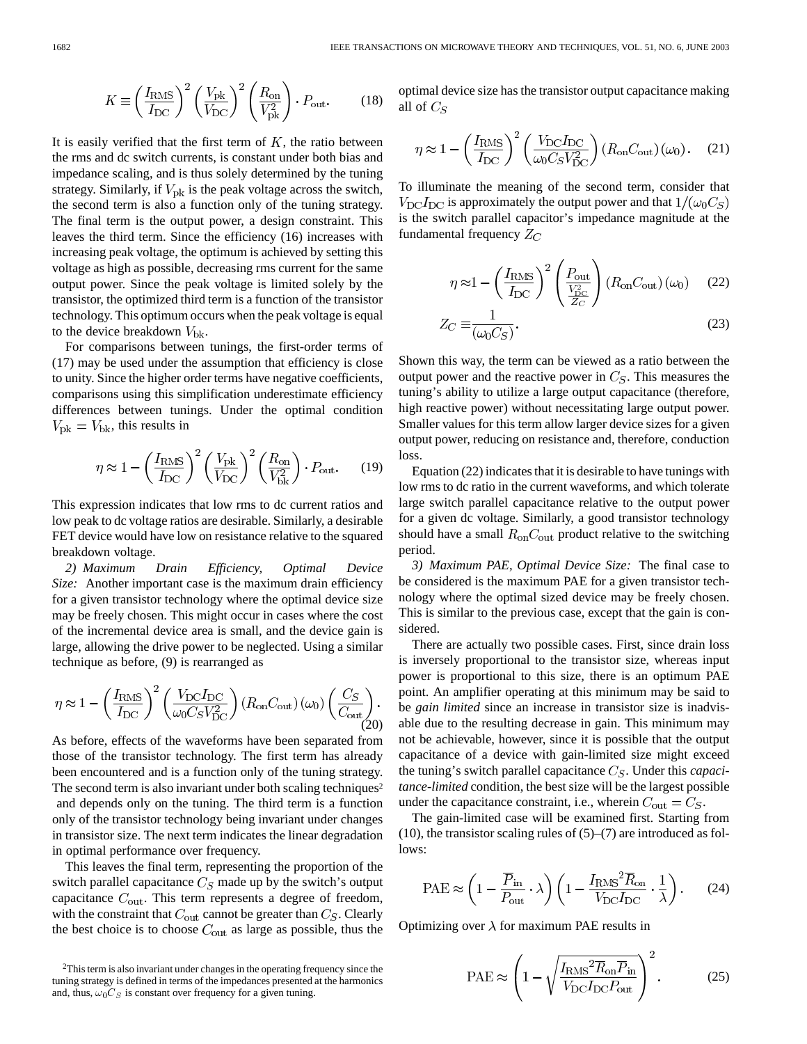$$K \equiv \left(\frac{I_{\rm RMS}}{I_{\rm DC}}\right)^2 \left(\frac{V_{\rm pk}}{V_{\rm DC}}\right)^2 \left(\frac{R_{\rm on}}{V_{\rm pk}^2}\right) \cdot P_{\rm out}. \tag{18}$$

It is easily verified that the first term of $K$, the ratio between the rms and dc switch currents, is constant under both bias and impedance scaling, and is thus solely determined by the tuning strategy. Similarly, if $V_{\rm pk}$ is the peak voltage across the switch, the second term is also a function only of the tuning strategy. The final term is the output power, a design constraint. This leaves the third term. Since the efficiency (16) increases with increasing peak voltage, the optimum is achieved by setting this voltage as high as possible, decreasing rms current for the same output power. Since the peak voltage is limited solely by the transistor, the optimized third term is a function of the transistor technology. This optimum occurs when the peak voltage is equal to the device breakdown $V_{\rm bk}$.

For comparisons between tunings, the first-order terms of (17) may be used under the assumption that efficiency is close to unity. Since the higher order terms have negative coefficients, comparisons using this simplification underestimate efficiency differences between tunings. Under the optimal condition $V_{\rm pk} = V_{\rm bk}$, this results in

$$\eta \approx 1 - \left(\frac{I_{\rm RMS}}{I_{\rm DC}}\right)^2 \left(\frac{V_{\rm pk}}{V_{\rm DC}}\right)^2 \left(\frac{R_{\rm on}}{V_{\rm bk}^2}\right) \cdot P_{\rm out}. \tag{19}$$

This expression indicates that low rms to dc current ratios and low peak to dc voltage ratios are desirable. Similarly, a desirable FET device would have low on resistance relative to the squared breakdown voltage.

*2) Maximum Drain Efficiency, Optimal Device Size:* Another important case is the maximum drain efficiency for a given transistor technology where the optimal device size may be freely chosen. This might occur in cases where the cost of the incremental device area is small, and the device gain is large, allowing the drive power to be neglected. Using a similar technique as before, (9) is rearranged as

$$\eta \approx 1 - \left(\frac{I_{\rm RMS}}{I_{\rm DC}}\right)^2 \left(\frac{V_{\rm DC} I_{\rm DC}}{\omega_0 C_S V_{\rm DC}^2}\right) (R_{\rm on} C_{\rm out}) (\omega_0) \left(\frac{C_S}{C_{\rm out}}\right). \tag{20}$$

As before, effects of the waveforms have been separated from those of the transistor technology. The first term has already been encountered and is a function only of the tuning strategy. The second term is also invariant under both scaling techniques[2] and depends only on the tuning. The third term is a function only of the transistor technology being invariant under changes in transistor size. The next term indicates the linear degradation in optimal performance over frequency.

This leaves the final term, representing the proportion of the switch parallel capacitance $C_S$ made up by the switch's output capacitance $C_{\rm out}$. This term represents a degree of freedom, with the constraint that $C_{\rm out}$ cannot be greater than $C_S$. Clearly the best choice is to choose $C_{\rm out}$ as large as possible, thus the optimal device size has the transistor output capacitance making all of $C_S$

$$\eta \approx 1 - \left(\frac{I_{\rm RMS}}{I_{\rm DC}}\right)^2 \left(\frac{V_{\rm DC} I_{\rm DC}}{\omega_0 C_S V_{\rm DC}^2}\right) (R_{\rm on} C_{\rm out}) (\omega_0). \tag{21}$$

To illuminate the meaning of the second term, consider that $V_{\rm DC} I_{\rm DC}$ is approximately the output power and that $1/(\omega_0 C_S)$ is the switch parallel capacitor's impedance magnitude at the fundamental frequency $Z_C$

$$\eta \approx 1 - \left(\frac{I_{\rm RMS}}{I_{\rm DC}}\right)^2 \left(\frac{P_{\rm out}}{\frac{V_{\rm DC}^2}{Z_C}}\right) (R_{\rm on} C_{\rm out}) (\omega_0) \tag{22}$$

$$Z_C \equiv \frac{1}{(\omega_0 C_S)}. \tag{23}$$

Shown this way, the term can be viewed as a ratio between the output power and the reactive power in $C_S$. This measures the tuning's ability to utilize a large output capacitance (therefore, high reactive power) without necessitating large output power. Smaller values for this term allow larger device sizes for a given output power, reducing on resistance and, therefore, conduction loss.

Equation (22) indicates that it is desirable to have tunings with low rms to dc ratio in the current waveforms, and which tolerate large switch parallel capacitance relative to the output power for a given dc voltage. Similarly, a good transistor technology should have a small $R_{\rm on} C_{\rm out}$ product relative to the switching period.

*3) Maximum PAE, Optimal Device Size:* The final case to be considered is the maximum PAE for a given transistor technology where the optimal sized device may be freely chosen. This is similar to the previous case, except that the gain is considered.

There are actually two possible cases. First, since drain loss is inversely proportional to the transistor size, whereas input power is proportional to this size, there is an optimum PAE point. An amplifier operating at this minimum may be said to be *gain limited* since an increase in transistor size is inadvisable due to the resulting decrease in gain. This minimum may not be achievable, however, since it is possible that the output capacitance of a device with gain-limited size might exceed the tuning's switch parallel capacitance $C_S$. Under this *capacitance-limited* condition, the best size will be the largest possible under the capacitance constraint, i.e., wherein $C_{\rm out} = C_S$.

The gain-limited case will be examined first. Starting from (10), the transistor scaling rules of (5)–(7) are introduced as follows:

$$\text{PAE} \approx \left(1 - \frac{\overline{P}_{\rm in}}{P_{\rm out}} \cdot \lambda\right) \left(1 - \frac{{I_{\rm RMS}}^2 \overline{R}_{\rm on}}{V_{\rm DC} I_{\rm DC}} \cdot \frac{1}{\lambda}\right). \tag{24}$$

Optimizing over $\lambda$ for maximum PAE results in

$$\text{PAE} \approx \left(1 - \sqrt{\frac{{I_{\rm RMS}}^2 \overline{R}_{\rm on} \overline{P}_{\rm in}}{V_{\rm DC} I_{\rm DC} P_{\rm out}}}\right)^2. \tag{25}$$

[2] This term is also invariant under changes in the operating frequency since the tuning strategy is defined in terms of the impedances presented at the harmonics and, thus, $\omega_0 C_S$ is constant over frequency for a given tuning.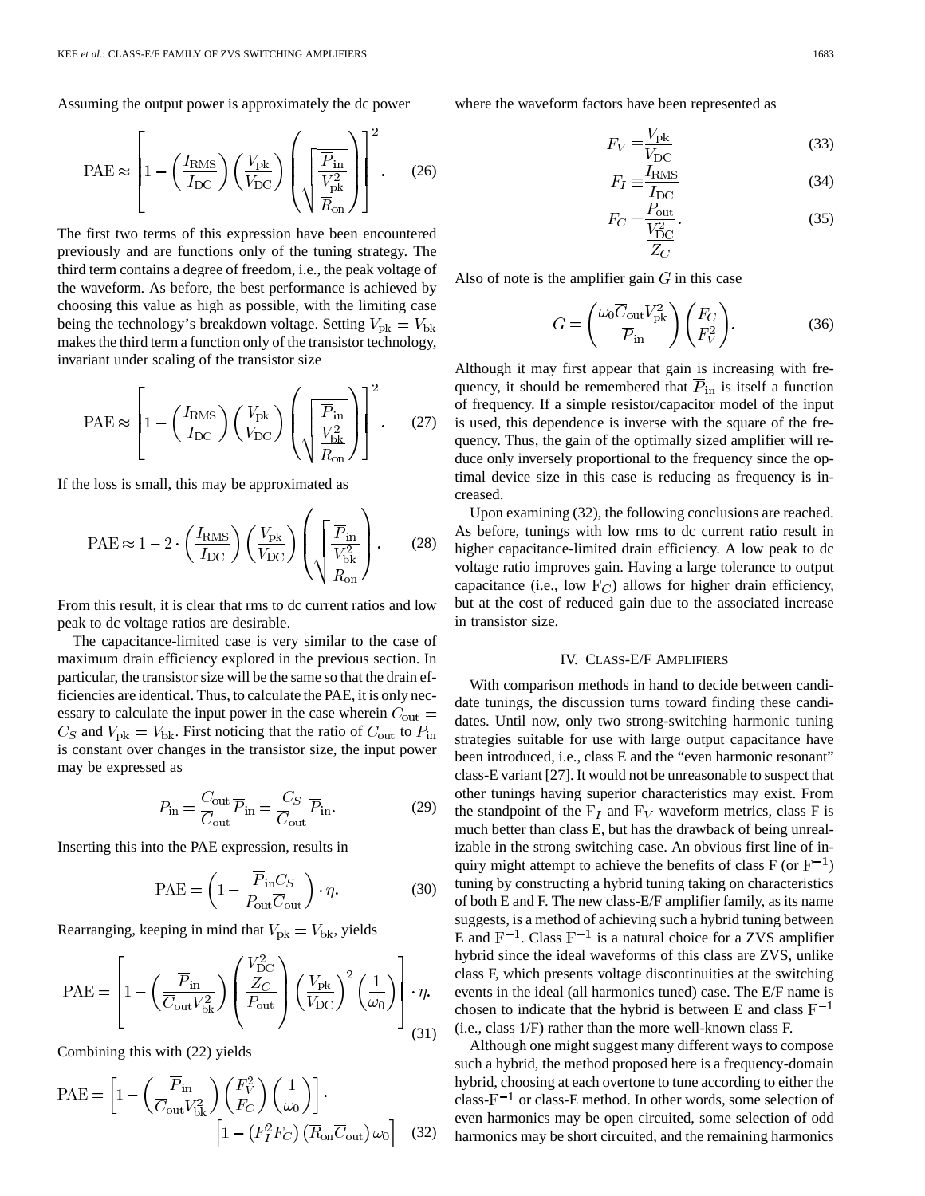Assuming the output power is approximately the dc power

$$\mathrm{PAE} \approx \left[1 - \left(\frac{I_{\mathrm{RMS}}}{I_{\mathrm{DC}}}\right)\left(\frac{V_{\mathrm{pk}}}{V_{\mathrm{DC}}}\right)\left(\sqrt{\frac{\overline{P}_{\mathrm{in}}}{\frac{V_{\mathrm{pk}}^2}{\overline{R}_{\mathrm{on}}}}}\right)\right]^2. \tag{26}$$

The first two terms of this expression have been encountered previously and are functions only of the tuning strategy. The third term contains a degree of freedom, i.e., the peak voltage of the waveform. As before, the best performance is achieved by choosing this value as high as possible, with the limiting case being the technology's breakdown voltage. Setting $V_{\mathrm{pk}} = V_{\mathrm{bk}}$ makes the third term a function only of the transistor technology, invariant under scaling of the transistor size

$$\mathrm{PAE} \approx \left[1 - \left(\frac{I_{\mathrm{RMS}}}{I_{\mathrm{DC}}}\right)\left(\frac{V_{\mathrm{pk}}}{V_{\mathrm{DC}}}\right)\left(\sqrt{\frac{\overline{P}_{\mathrm{in}}}{\frac{V_{\mathrm{bk}}^2}{\overline{R}_{\mathrm{on}}}}}\right)\right]^2. \tag{27}$$

If the loss is small, this may be approximated as

$$\mathrm{PAE} \approx 1 - 2 \cdot \left(\frac{I_{\mathrm{RMS}}}{I_{\mathrm{DC}}}\right)\left(\frac{V_{\mathrm{pk}}}{V_{\mathrm{DC}}}\right)\left(\sqrt{\frac{\overline{P}_{\mathrm{in}}}{\frac{V_{\mathrm{bk}}^2}{\overline{R}_{\mathrm{on}}}}}\right). \tag{28}$$

From this result, it is clear that rms to dc current ratios and low peak to dc voltage ratios are desirable.

The capacitance-limited case is very similar to the case of maximum drain efficiency explored in the previous section. In particular, the transistor size will be the same so that the drain efficiencies are identical. Thus, to calculate the PAE, it is only necessary to calculate the input power in the case wherein $C_{\mathrm{out}} = C_S$ and $V_{\mathrm{pk}} = V_{\mathrm{bk}}$. First noticing that the ratio of $C_{\mathrm{out}}$ to $P_{\mathrm{in}}$ is constant over changes in the transistor size, the input power may be expressed as

$$P_{\mathrm{in}} = \frac{C_{\mathrm{out}}}{\overline{C}_{\mathrm{out}}}\overline{P}_{\mathrm{in}} = \frac{C_S}{\overline{C}_{\mathrm{out}}}\overline{P}_{\mathrm{in}}. \tag{29}$$

Inserting this into the PAE expression, results in

$$\mathrm{PAE} = \left(1 - \frac{\overline{P}_{\mathrm{in}} C_S}{P_{\mathrm{out}} \overline{C}_{\mathrm{out}}}\right) \cdot \eta. \tag{30}$$

Rearranging, keeping in mind that $V_{\mathrm{pk}} = V_{\mathrm{bk}}$, yields

$$\mathrm{PAE} = \left[1 - \left(\frac{\overline{P}_{\mathrm{in}}}{\overline{C}_{\mathrm{out}} V_{\mathrm{bk}}^2}\right)\left(\frac{\frac{V_{\mathrm{DC}}^2}{Z_C}}{P_{\mathrm{out}}}\right)\left(\frac{V_{\mathrm{pk}}}{V_{\mathrm{DC}}}\right)^2\left(\frac{1}{\omega_0}\right)\right] \cdot \eta. \tag{31}$$

Combining this with (22) yields

$$\mathrm{PAE} = \left[1 - \left(\frac{\overline{P}_{\mathrm{in}}}{\overline{C}_{\mathrm{out}} V_{\mathrm{bk}}^2}\right)\left(\frac{F_V^2}{F_C}\right)\left(\frac{1}{\omega_0}\right)\right] \cdot \left[1 - \left(F_I^2 F_C\right)\left(\overline{R}_{\mathrm{on}} \overline{C}_{\mathrm{out}}\right)\omega_0\right] \tag{32}$$

where the waveform factors have been represented as

$$F_V \equiv \frac{V_{\mathrm{pk}}}{V_{\mathrm{DC}}} \tag{33}$$

$$F_I \equiv \frac{I_{\mathrm{RMS}}}{I_{\mathrm{DC}}} \tag{34}$$

$$F_C = \frac{P_{\mathrm{out}}}{\frac{V_{\mathrm{DC}}^2}{Z_C}}. \tag{35}$$

Also of note is the amplifier gain $G$ in this case

$$G = \left(\frac{\omega_0 \overline{C}_{\mathrm{out}} V_{\mathrm{pk}}^2}{\overline{P}_{\mathrm{in}}}\right)\left(\frac{F_C}{F_V^2}\right). \tag{36}$$

Although it may first appear that gain is increasing with frequency, it should be remembered that $\overline{P}_{\mathrm{in}}$ is itself a function of frequency. If a simple resistor/capacitor model of the input is used, this dependence is inverse with the square of the frequency. Thus, the gain of the optimally sized amplifier will reduce only inversely proportional to the frequency since the optimal device size in this case is reducing as frequency is increased.

Upon examining (32), the following conclusions are reached. As before, tunings with low rms to dc current ratio result in higher capacitance-limited drain efficiency. A low peak to dc voltage ratio improves gain. Having a large tolerance to output capacitance (i.e., low $F_C$) allows for higher drain efficiency, but at the cost of reduced gain due to the associated increase in transistor size.

## IV. Class-E/F Amplifiers

With comparison methods in hand to decide between candidate tunings, the discussion turns toward finding these candidates. Until now, only two strong-switching harmonic tuning strategies suitable for use with large output capacitance have been introduced, i.e., class E and the "even harmonic resonant" class-E variant [27]. It would not be unreasonable to suspect that other tunings having superior characteristics may exist. From the standpoint of the $F_I$ and $F_V$ waveform metrics, class F is much better than class E, but has the drawback of being unrealizable in the strong switching case. An obvious first line of inquiry might attempt to achieve the benefits of class F (or $F^{-1}$) tuning by constructing a hybrid tuning taking on characteristics of both E and F. The new class-E/F amplifier family, as its name suggests, is a method of achieving such a hybrid tuning between E and $F^{-1}$. Class $F^{-1}$ is a natural choice for a ZVS amplifier hybrid since the ideal waveforms of this class are ZVS, unlike class F, which presents voltage discontinuities at the switching events in the ideal (all harmonics tuned) case. The E/F name is chosen to indicate that the hybrid is between E and class $F^{-1}$ (i.e., class 1/F) rather than the more well-known class F.

Although one might suggest many different ways to compose such a hybrid, the method proposed here is a frequency-domain hybrid, choosing at each overtone to tune according to either the class-$F^{-1}$ or class-E method. In other words, some selection of even harmonics may be open circuited, some selection of odd harmonics may be short circuited, and the remaining harmonics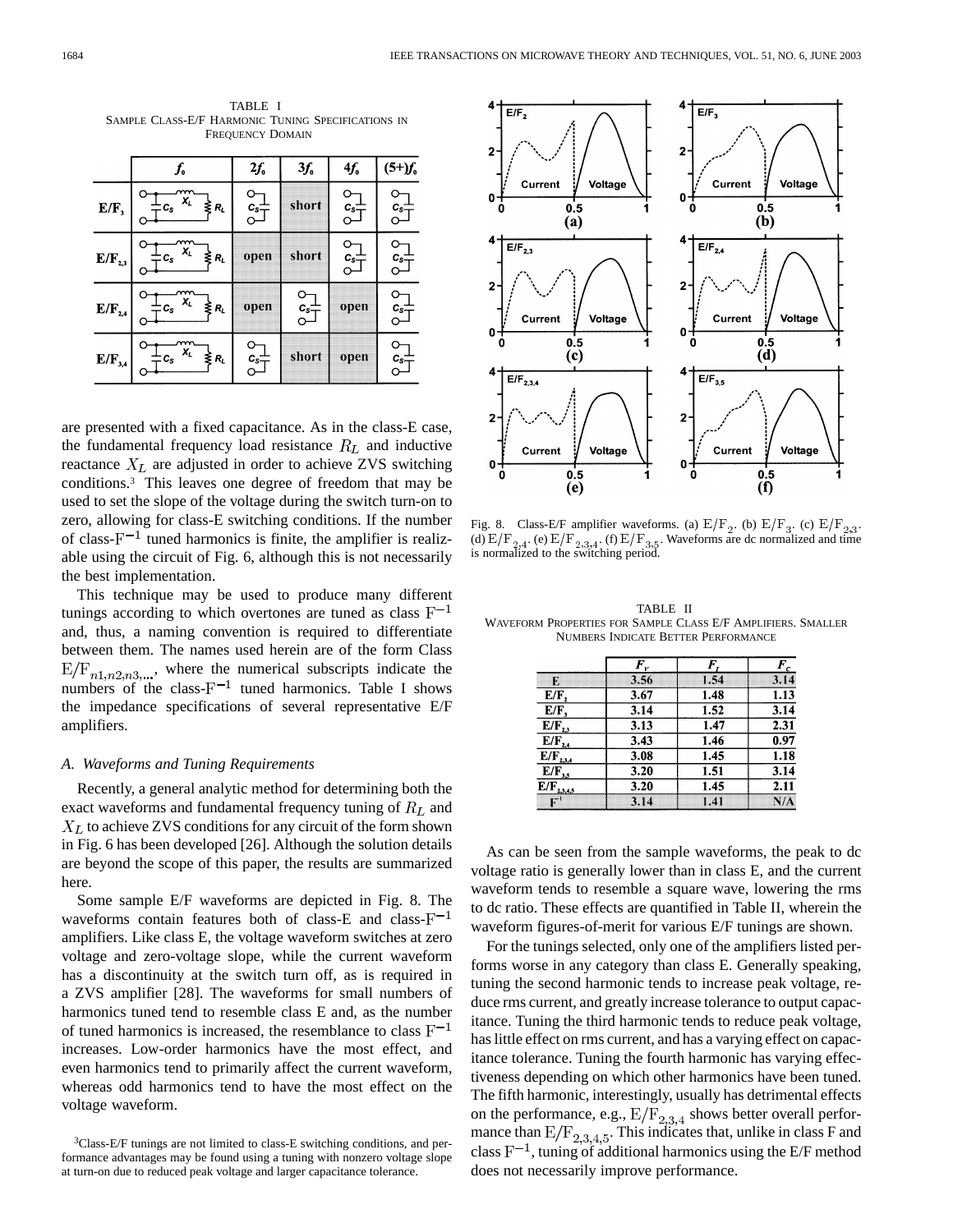TABLE I
SAMPLE CLASS-E/F HARMONIC TUNING SPECIFICATIONS IN FREQUENCY DOMAIN

| | $f_0$ | $2f_0$ | $3f_0$ | $4f_0$ | $(5+)f_0$ |
|---|---|---|---|---|---|
| $E/F_3$ | $C_S$, $X_L$, $R_L$ | $C_S$ | short | $C_S$ | $C_S$ |
| $E/F_{2,3}$ | $C_S$, $X_L$, $R_L$ | open | short | $C_S$ | $C_S$ |
| $E/F_{2,4}$ | $C_S$, $X_L$, $R_L$ | open | $C_S$ | open | $C_S$ |
| $E/F_{3,4}$ | $C_S$, $X_L$, $R_L$ | $C_S$ | short | open | $C_S$ |

are presented with a fixed capacitance. As in the class-E case, the fundamental frequency load resistance $R_L$ and inductive reactance $X_L$ are adjusted in order to achieve ZVS switching conditions.[3] This leaves one degree of freedom that may be used to set the slope of the voltage during the switch turn-on to zero, allowing for class-E switching conditions. If the number of class-$F^{-1}$ tuned harmonics is finite, the amplifier is realizable using the circuit of Fig. 6, although this is not necessarily the best implementation.

This technique may be used to produce many different tunings according to which overtones are tuned as class $F^{-1}$ and, thus, a naming convention is required to differentiate between them. The names used herein are of the form Class $E/F_{n1,n2,n3,\ldots}$, where the numerical subscripts indicate the numbers of the class-$F^{-1}$ tuned harmonics. Table I shows the impedance specifications of several representative E/F amplifiers.

### A. Waveforms and Tuning Requirements

Recently, a general analytic method for determining both the exact waveforms and fundamental frequency tuning of $R_L$ and $X_L$ to achieve ZVS conditions for any circuit of the form shown in Fig. 6 has been developed [26]. Although the solution details are beyond the scope of this paper, the results are summarized here.

Some sample E/F waveforms are depicted in Fig. 8. The waveforms contain features both of class-E and class-$F^{-1}$ amplifiers. Like class E, the voltage waveform switches at zero voltage and zero-voltage slope, while the current waveform has a discontinuity at the switch turn off, as is required in a ZVS amplifier [28]. The waveforms for small numbers of harmonics tuned tend to resemble class E and, as the number of tuned harmonics is increased, the resemblance to class $F^{-1}$ increases. Low-order harmonics have the most effect, and even harmonics tend to primarily affect the current waveform, whereas odd harmonics tend to have the most effect on the voltage waveform.

Fig. 8. Class-E/F amplifier waveforms. (a) $E/F_2$. (b) $E/F_3$. (c) $E/F_{2,3}$. (d) $E/F_{2,4}$. (e) $E/F_{2,3,4}$. (f) $E/F_{3,5}$. Waveforms are dc normalized and time is normalized to the switching period.

TABLE II
WAVEFORM PROPERTIES FOR SAMPLE CLASS E/F AMPLIFIERS. SMALLER NUMBERS INDICATE BETTER PERFORMANCE

| | $F_V$ | $F_I$ | $F_C$ |
|---|---|---|---|
| E | 3.56 | 1.54 | 3.14 |
| $E/F_2$ | 3.67 | 1.48 | 1.13 |
| $E/F_3$ | 3.14 | 1.52 | 3.14 |
| $E/F_{2,3}$ | 3.13 | 1.47 | 2.31 |
| $E/F_{2,4}$ | 3.43 | 1.46 | 0.97 |
| $E/F_{2,3,4}$ | 3.08 | 1.45 | 1.18 |
| $E/F_{3,5}$ | 3.20 | 1.51 | 3.14 |
| $E/F_{2,3,4,5}$ | 3.20 | 1.45 | 2.11 |
| $F^{-1}$ | 3.14 | 1.41 | N/A |

As can be seen from the sample waveforms, the peak to dc voltage ratio is generally lower than in class E, and the current waveform tends to resemble a square wave, lowering the rms to dc ratio. These effects are quantified in Table II, wherein the waveform figures-of-merit for various E/F tunings are shown.

For the tunings selected, only one of the amplifiers listed performs worse in any category than class E. Generally speaking, tuning the second harmonic tends to increase peak voltage, reduce rms current, and greatly increase tolerance to output capacitance. Tuning the third harmonic tends to reduce peak voltage, has little effect on rms current, and has a varying effect on capacitance tolerance. Tuning the fourth harmonic has varying effectiveness depending on which other harmonics have been tuned. The fifth harmonic, interestingly, usually has detrimental effects on the performance, e.g., $E/F_{2,3,4}$ shows better overall performance than $E/F_{2,3,4,5}$. This indicates that, unlike in class F and class $F^{-1}$, tuning of additional harmonics using the E/F method does not necessarily improve performance.

[3] Class-E/F tunings are not limited to class-E switching conditions, and performance advantages may be found using a tuning with nonzero voltage slope at turn-on due to reduced peak voltage and larger capacitance tolerance.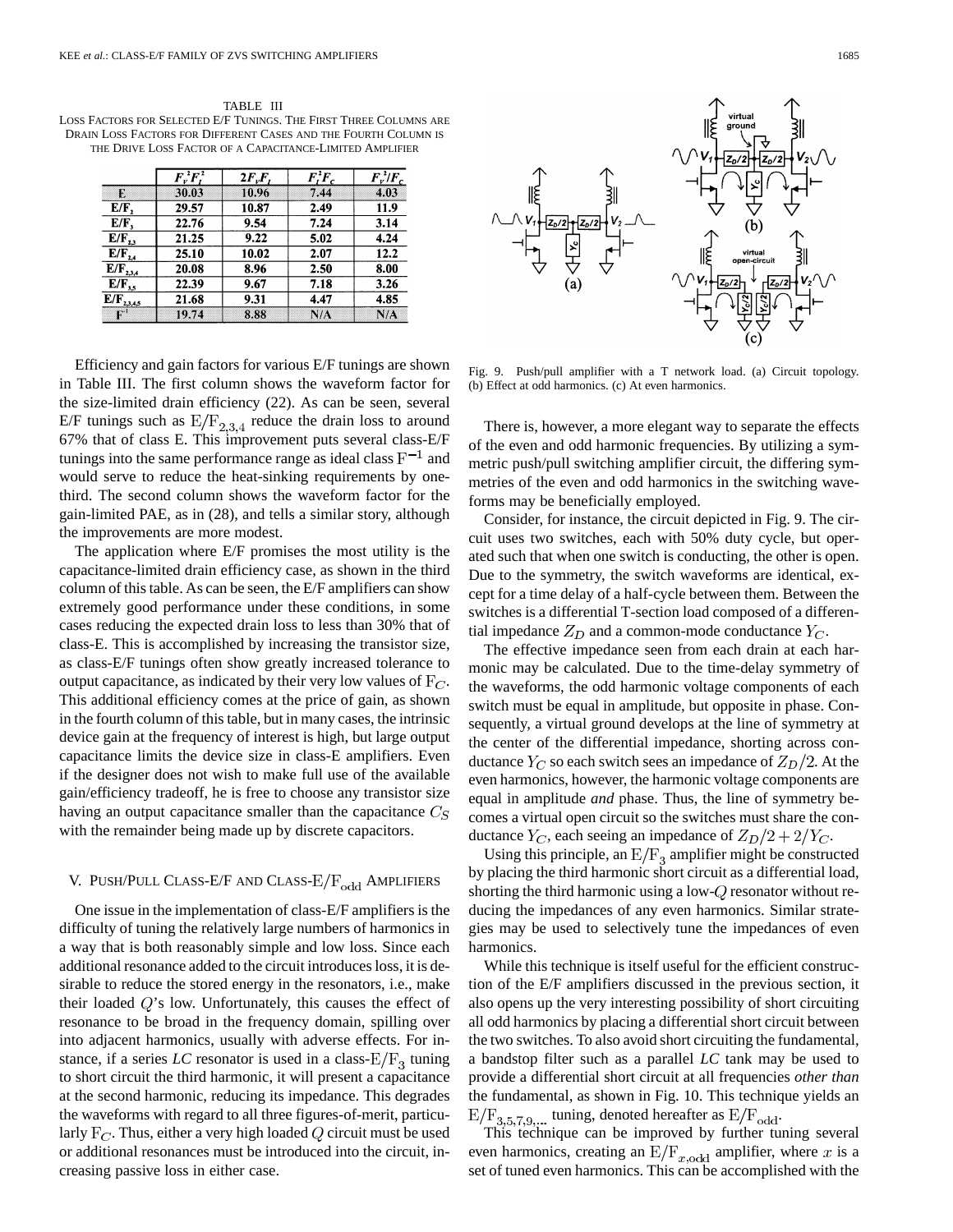TABLE III
LOSS FACTORS FOR SELECTED E/F TUNINGS. THE FIRST THREE COLUMNS ARE DRAIN LOSS FACTORS FOR DIFFERENT CASES AND THE FOURTH COLUMN IS THE DRIVE LOSS FACTOR OF A CAPACITANCE-LIMITED AMPLIFIER

| | $F_V^2F_I^2$ | $2F_VF_I$ | $F_I^2F_C$ | $F_V^2/F_C$ |
|---|---|---|---|---|
| E | 30.03 | 10.96 | 7.44 | 4.03 |
| E/F$_2$ | 29.57 | 10.87 | 2.49 | 11.9 |
| E/F$_3$ | 22.76 | 9.54 | 7.24 | 3.14 |
| E/F$_{2,3}$ | 21.25 | 9.22 | 5.02 | 4.24 |
| E/F$_{2,4}$ | 25.10 | 10.02 | 2.07 | 12.2 |
| E/F$_{2,3,4}$ | 20.08 | 8.96 | 2.50 | 8.00 |
| E/F$_{3,5}$ | 22.39 | 9.67 | 7.18 | 3.26 |
| E/F$_{2,3,4,5}$ | 21.68 | 9.31 | 4.47 | 4.85 |
| F$^{-1}$ | 19.74 | 8.88 | N/A | N/A |

Efficiency and gain factors for various E/F tunings are shown in Table III. The first column shows the waveform factor for the size-limited drain efficiency (22). As can be seen, several E/F tunings such as $\mathrm{E/F}_{2,3,4}$ reduce the drain loss to around 67% that of class E. This improvement puts several class-E/F tunings into the same performance range as ideal class $\mathrm{F}^{-1}$ and would serve to reduce the heat-sinking requirements by one-third. The second column shows the waveform factor for the gain-limited PAE, as in (28), and tells a similar story, although the improvements are more modest.

The application where E/F promises the most utility is the capacitance-limited drain efficiency case, as shown in the third column of this table. As can be seen, the E/F amplifiers can show extremely good performance under these conditions, in some cases reducing the expected drain loss to less than 30% that of class-E. This is accomplished by increasing the transistor size, as class-E/F tunings often show greatly increased tolerance to output capacitance, as indicated by their very low values of $\mathrm{F}_C$. This additional efficiency comes at the price of gain, as shown in the fourth column of this table, but in many cases, the intrinsic device gain at the frequency of interest is high, but large output capacitance limits the device size in class-E amplifiers. Even if the designer does not wish to make full use of the available gain/efficiency tradeoff, he is free to choose any transistor size having an output capacitance smaller than the capacitance $C_S$ with the remainder being made up by discrete capacitors.

## V. PUSH/PULL CLASS-E/F AND CLASS-$\mathrm{E/F}_{\mathrm{odd}}$ AMPLIFIERS

One issue in the implementation of class-E/F amplifiers is the difficulty of tuning the relatively large numbers of harmonics in a way that is both reasonably simple and low loss. Since each additional resonance added to the circuit introduces loss, it is desirable to reduce the stored energy in the resonators, i.e., make their loaded $Q$'s low. Unfortunately, this causes the effect of resonance to be broad in the frequency domain, spilling over into adjacent harmonics, usually with adverse effects. For instance, if a series *LC* resonator is used in a class-$\mathrm{E/F}_3$ tuning to short circuit the third harmonic, it will present a capacitance at the second harmonic, reducing its impedance. This degrades the waveforms with regard to all three figures-of-merit, particularly $\mathrm{F}_C$. Thus, either a very high loaded $Q$ circuit must be used or additional resonances must be introduced into the circuit, increasing passive loss in either case.

Fig. 9. Push/pull amplifier with a T network load. (a) Circuit topology. (b) Effect at odd harmonics. (c) At even harmonics.

There is, however, a more elegant way to separate the effects of the even and odd harmonic frequencies. By utilizing a symmetric push/pull switching amplifier circuit, the differing symmetries of the even and odd harmonics in the switching waveforms may be beneficially employed.

Consider, for instance, the circuit depicted in Fig. 9. The circuit uses two switches, each with 50% duty cycle, but operated such that when one switch is conducting, the other is open. Due to the symmetry, the switch waveforms are identical, except for a time delay of a half-cycle between them. Between the switches is a differential T-section load composed of a differential impedance $Z_D$ and a common-mode conductance $Y_C$.

The effective impedance seen from each drain at each harmonic may be calculated. Due to the time-delay symmetry of the waveforms, the odd harmonic voltage components of each switch must be equal in amplitude, but opposite in phase. Consequently, a virtual ground develops at the line of symmetry at the center of the differential impedance, shorting across conductance $Y_C$ so each switch sees an impedance of $Z_D/2$. At the even harmonics, however, the harmonic voltage components are equal in amplitude *and* phase. Thus, the line of symmetry becomes a virtual open circuit so the switches must share the conductance $Y_C$, each seeing an impedance of $Z_D/2 + 2/Y_C$.

Using this principle, an $\mathrm{E/F}_3$ amplifier might be constructed by placing the third harmonic short circuit as a differential load, shorting the third harmonic using a low-$Q$ resonator without reducing the impedances of any even harmonics. Similar strategies may be used to selectively tune the impedances of even harmonics.

While this technique is itself useful for the efficient construction of the E/F amplifiers discussed in the previous section, it also opens up the very interesting possibility of short circuiting all odd harmonics by placing a differential short circuit between the two switches. To also avoid short circuiting the fundamental, a bandstop filter such as a parallel *LC* tank may be used to provide a differential short circuit at all frequencies *other than* the fundamental, as shown in Fig. 10. This technique yields an $\mathrm{E/F}_{3,5,7,9,\ldots}$ tuning, denoted hereafter as $\mathrm{E/F}_{\mathrm{odd}}$.

This technique can be improved by further tuning several even harmonics, creating an $\mathrm{E/F}_{x,\mathrm{odd}}$ amplifier, where $x$ is a set of tuned even harmonics. This can be accomplished with the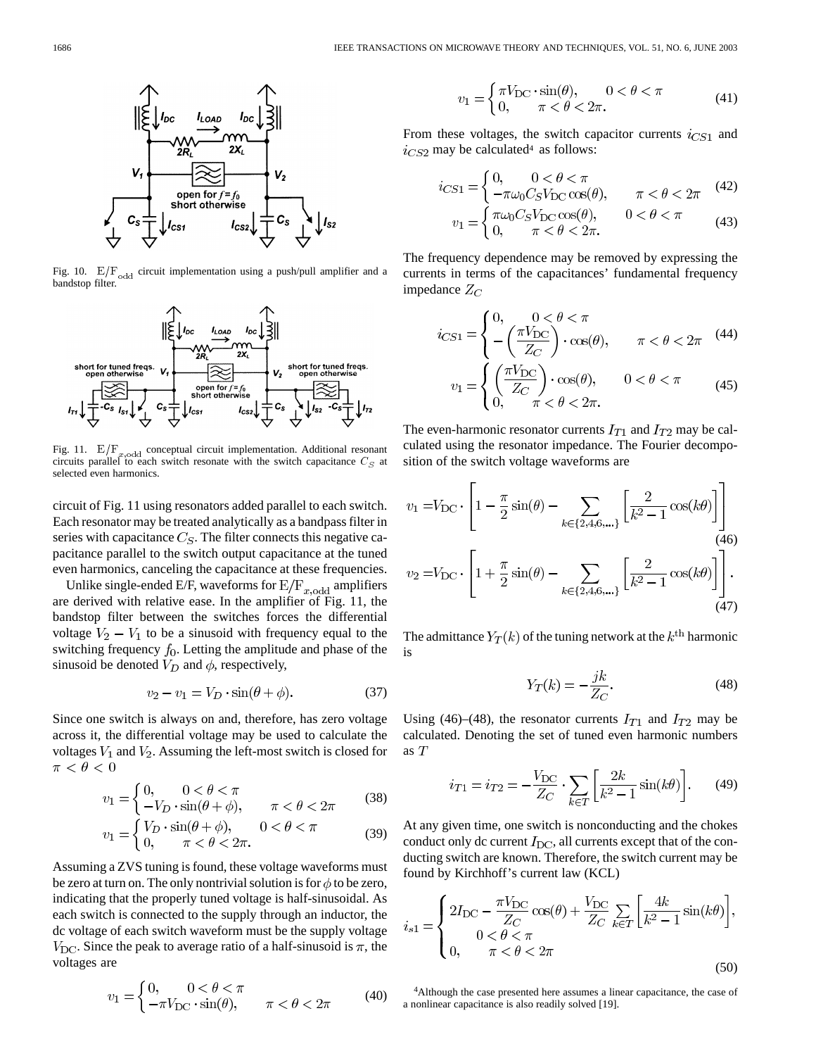Fig. 10. $E/F_{odd}$ circuit implementation using a push/pull amplifier and a bandstop filter.

Fig. 11. $E/F_{x,odd}$ conceptual circuit implementation. Additional resonant circuits parallel to each switch resonate with the switch capacitance $C_S$ at selected even harmonics.

circuit of Fig. 11 using resonators added parallel to each switch. Each resonator may be treated analytically as a bandpass filter in series with capacitance $C_S$. The filter connects this negative capacitance parallel to the switch output capacitance at the tuned even harmonics, canceling the capacitance at these frequencies.

Unlike single-ended E/F, waveforms for $E/F_{x,odd}$ amplifiers are derived with relative ease. In the amplifier of Fig. 11, the bandstop filter between the switches forces the differential voltage $V_2 - V_1$ to be a sinusoid with frequency equal to the switching frequency $f_0$. Letting the amplitude and phase of the sinusoid be denoted $V_D$ and $\phi$, respectively,

$$v_2 - v_1 = V_D \cdot \sin(\theta + \phi). \tag{37}$$

Since one switch is always on and, therefore, has zero voltage across it, the differential voltage may be used to calculate the voltages $V_1$ and $V_2$. Assuming the left-most switch is closed for $\pi < \theta < 0$

$$v_1 = \begin{cases} 0, & 0 < \theta < \pi \\ -V_D \cdot \sin(\theta + \phi), & \pi < \theta < 2\pi \end{cases} \tag{38}$$

$$v_1 = \begin{cases} V_D \cdot \sin(\theta + \phi), & 0 < \theta < \pi \\ 0, & \pi < \theta < 2\pi. \end{cases} \tag{39}$$

Assuming a ZVS tuning is found, these voltage waveforms must be zero at turn on. The only nontrivial solution is for $\phi$ to be zero, indicating that the properly tuned voltage is half-sinusoidal. As each switch is connected to the supply through an inductor, the dc voltage of each switch waveform must be the supply voltage $V_{\rm DC}$. Since the peak to average ratio of a half-sinusoid is $\pi$, the voltages are

$$v_1 = \begin{cases} 0, & 0 < \theta < \pi \\ -\pi V_{\rm DC} \cdot \sin(\theta), & \pi < \theta < 2\pi \end{cases} \tag{40}$$

$$v_1 = \begin{cases} \pi V_{\rm DC} \cdot \sin(\theta), & 0 < \theta < \pi \\ 0, & \pi < \theta < 2\pi. \end{cases} \tag{41}$$

From these voltages, the switch capacitor currents $i_{CS1}$ and $i_{CS2}$ may be calculated[4] as follows:

$$i_{CS1} = \begin{cases} 0, & 0 < \theta < \pi \\ -\pi \omega_0 C_S V_{\rm DC} \cos(\theta), & \pi < \theta < 2\pi \end{cases} \tag{42}$$

$$v_1 = \begin{cases} \pi \omega_0 C_S V_{\rm DC} \cos(\theta), & 0 < \theta < \pi \\ 0, & \pi < \theta < 2\pi. \end{cases} \tag{43}$$

The frequency dependence may be removed by expressing the currents in terms of the capacitances' fundamental frequency impedance $Z_C$

$$i_{CS1} = \begin{cases} 0, & 0 < \theta < \pi \\ -\left(\dfrac{\pi V_{\rm DC}}{Z_C}\right) \cdot \cos(\theta), & \pi < \theta < 2\pi \end{cases} \tag{44}$$

$$v_1 = \begin{cases} \left(\dfrac{\pi V_{\rm DC}}{Z_C}\right) \cdot \cos(\theta), & 0 < \theta < \pi \\ 0, & \pi < \theta < 2\pi. \end{cases} \tag{45}$$

The even-harmonic resonator currents $I_{T1}$ and $I_{T2}$ may be calculated using the resonator impedance. The Fourier decomposition of the switch voltage waveforms are

$$v_1 = V_{\rm DC} \cdot \left[1 - \frac{\pi}{2}\sin(\theta) - \sum_{k \in \{2,4,6,\ldots\}} \left[\frac{2}{k^2 - 1}\cos(k\theta)\right]\right] \tag{46}$$

$$v_2 = V_{\rm DC} \cdot \left[1 + \frac{\pi}{2}\sin(\theta) - \sum_{k \in \{2,4,6,\ldots\}} \left[\frac{2}{k^2 - 1}\cos(k\theta)\right]\right]. \tag{47}$$

The admittance $Y_T(k)$ of the tuning network at the $k^{\rm th}$ harmonic is

$$Y_T(k) = -\frac{jk}{Z_C}. \tag{48}$$

Using (46)–(48), the resonator currents $I_{T1}$ and $I_{T2}$ may be calculated. Denoting the set of tuned even harmonic numbers as $T$

$$i_{T1} = i_{T2} = -\frac{V_{\rm DC}}{Z_C} \cdot \sum_{k \in T} \left[\frac{2k}{k^2 - 1}\sin(k\theta)\right]. \tag{49}$$

At any given time, one switch is nonconducting and the chokes conduct only dc current $I_{\rm DC}$, all currents except that of the conducting switch are known. Therefore, the switch current may be found by Kirchhoff's current law (KCL)

$$i_{s1} = \begin{cases} 2I_{\rm DC} - \dfrac{\pi V_{\rm DC}}{Z_C}\cos(\theta) + \dfrac{V_{\rm DC}}{Z_C} \sum_{k \in T} \left[\dfrac{4k}{k^2 - 1}\sin(k\theta)\right], \\ \quad 0 < \theta < \pi \\ 0, \quad \pi < \theta < 2\pi \end{cases} \tag{50}$$

[4]Although the case presented here assumes a linear capacitance, the case of a nonlinear capacitance is also readily solved [19].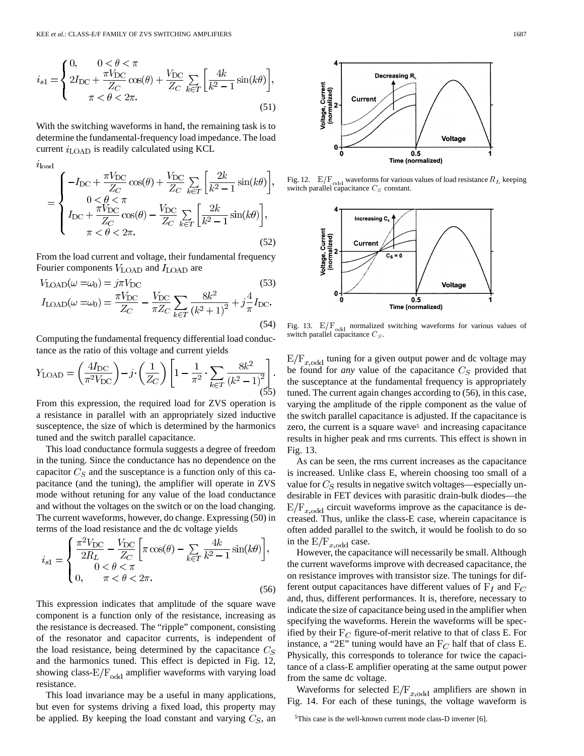$$i_{s1} = \begin{cases} 0, & 0 < \theta < \pi \\ 2I_{\mathrm{DC}} + \dfrac{\pi V_{\mathrm{DC}}}{Z_C}\cos(\theta) + \dfrac{V_{\mathrm{DC}}}{Z_C}\sum_{k\in T}\left[\dfrac{4k}{k^2-1}\sin(k\theta)\right], & \\ \qquad \pi < \theta < 2\pi. & \end{cases} \tag{51}$$

With the switching waveforms in hand, the remaining task is to determine the fundamental-frequency load impedance. The load current $i_{\mathrm{LOAD}}$ is readily calculated using KCL

$$i_{\mathrm{load}} = \begin{cases} -I_{\mathrm{DC}} + \dfrac{\pi V_{\mathrm{DC}}}{Z_C}\cos(\theta) + \dfrac{V_{\mathrm{DC}}}{Z_C}\sum_{k\in T}\left[\dfrac{2k}{k^2-1}\sin(k\theta)\right], \\ \qquad 0 < \theta < \pi \\ I_{\mathrm{DC}} + \dfrac{\pi V_{\mathrm{DC}}}{Z_C}\cos(\theta) - \dfrac{V_{\mathrm{DC}}}{Z_C}\sum_{k\in T}\left[\dfrac{2k}{k^2-1}\sin(k\theta)\right], \\ \qquad \pi < \theta < 2\pi. \end{cases} \tag{52}$$

From the load current and voltage, their fundamental frequency Fourier components $V_{\mathrm{LOAD}}$ and $I_{\mathrm{LOAD}}$ are

$$V_{\mathrm{LOAD}}(\omega = \omega_0) = j\pi V_{\mathrm{DC}} \tag{53}$$

$$I_{\mathrm{LOAD}}(\omega = \omega_0) = \frac{\pi V_{\mathrm{DC}}}{Z_C} - \frac{V_{\mathrm{DC}}}{\pi Z_C}\sum_{k\in T}\frac{8k^2}{(k^2+1)^2} + j\frac{4}{\pi}I_{\mathrm{DC}}. \tag{54}$$

Computing the fundamental frequency differential load conductance as the ratio of this voltage and current yields

$$Y_{\mathrm{LOAD}} = \left(\frac{4I_{\mathrm{DC}}}{\pi^2 V_{\mathrm{DC}}}\right) - j\cdot\left(\frac{1}{Z_C}\right)\left[1 - \frac{1}{\pi^2}\cdot\sum_{k\in T}\frac{8k^2}{(k^2-1)^2}\right]. \tag{55}$$

From this expression, the required load for ZVS operation is a resistance in parallel with an appropriately sized inductive susceptence, the size of which is determined by the harmonics tuned and the switch parallel capacitance.

This load conductance formula suggests a degree of freedom in the tuning. Since the conductance has no dependence on the capacitor $C_S$ and the susceptance is a function only of this capacitance (and the tuning), the amplifier will operate in ZVS mode without retuning for any value of the load conductance and without the voltages on the switch or on the load changing. The current waveforms, however, do change. Expressing (50) in terms of the load resistance and the dc voltage yields

$$i_{s1} = \begin{cases} \dfrac{\pi^2 V_{\mathrm{DC}}}{2R_L} - \dfrac{V_{\mathrm{DC}}}{Z_C}\left[\pi\cos(\theta) - \sum_{k\in T}\dfrac{4k}{k^2-1}\sin(k\theta)\right], \\ \qquad 0 < \theta < \pi \\ 0, \qquad \pi < \theta < 2\pi. \end{cases} \tag{56}$$

This expression indicates that amplitude of the square wave component is a function only of the resistance, increasing as the resistance is decreased. The "ripple" component, consisting of the resonator and capacitor currents, is independent of the load resistance, being determined by the capacitance $C_S$ and the harmonics tuned. This effect is depicted in Fig. 12, showing class-$\mathrm{E/F_{odd}}$ amplifier waveforms with varying load resistance.

This load invariance may be a useful in many applications, but even for systems driving a fixed load, this property may be applied. By keeping the load constant and varying $C_S$, an $\mathrm{E/F}_{x,\mathrm{odd}}$ tuning for a given output power and dc voltage may be found for *any* value of the capacitance $C_S$ provided that the susceptance at the fundamental frequency is appropriately tuned. The current again changes according to (56), in this case, varying the amplitude of the ripple component as the value of the switch parallel capacitance is adjusted. If the capacitance is zero, the current is a square wave[5] and increasing capacitance results in higher peak and rms currents. This effect is shown in Fig. 13.

Fig. 12. $\mathrm{E/F_{odd}}$ waveforms for various values of load resistance $R_L$ keeping switch parallel capacitance $C_S$ constant.

Fig. 13. $\mathrm{E/F_{odd}}$ normalized switching waveforms for various values of switch parallel capacitance $C_S$.

As can be seen, the rms current increases as the capacitance is increased. Unlike class E, wherein choosing too small of a value for $C_S$ results in negative switch voltages—especially undesirable in FET devices with parasitic drain-bulk diodes—the $\mathrm{E/F}_{x,\mathrm{odd}}$ circuit waveforms improve as the capacitance is decreased. Thus, unlike the class-E case, wherein capacitance is often added parallel to the switch, it would be foolish to do so in the $\mathrm{E/F}_{x,\mathrm{odd}}$ case.

However, the capacitance will necessarily be small. Although the current waveforms improve with decreased capacitance, the on resistance improves with transistor size. The tunings for different output capacitances have different values of $\mathrm{F}_I$ and $\mathrm{F}_C$ and, thus, different performances. It is, therefore, necessary to indicate the size of capacitance being used in the amplifier when specifying the waveforms. Herein the waveforms will be specified by their $\mathrm{F}_C$ figure-of-merit relative to that of class E. For instance, a "2E" tuning would have an $\mathrm{F}_C$ half that of class E. Physically, this corresponds to tolerance for twice the capacitance of a class-E amplifier operating at the same output power from the same dc voltage.

Waveforms for selected $\mathrm{E/F}_{x,\mathrm{odd}}$ amplifiers are shown in Fig. 14. For each of these tunings, the voltage waveform is

[5] This case is the well-known current mode class-D inverter [6].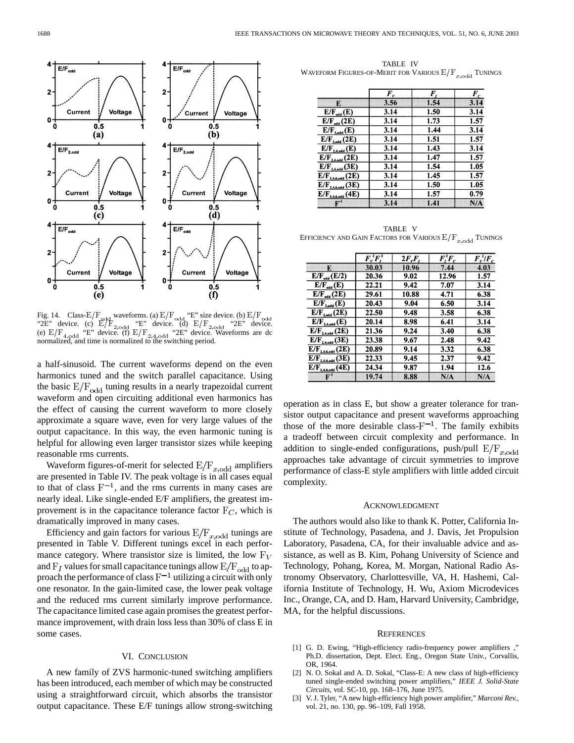Fig. 14. Class-$E/F_{odd}$ waveforms. (a) $E/F_{odd}$ "E" size device. (b) $E/F_{odd}$ "2E" device. (c) $E/F_{2,odd}$ "E" device. (d) $E/F_{2,odd}$ "2E" device. (e) $E/F_{4,odd}$ "E" device. (f) $E/F_{2,4,odd}$ "2E" device. Waveforms are dc normalized, and time is normalized to the switching period.

a half-sinusoid. The current waveforms depend on the even harmonics tuned and the switch parallel capacitance. Using the basic $E/F_{odd}$ tuning results in a nearly trapezoidal current waveform and open circuiting additional even harmonics has the effect of causing the current waveform to more closely approximate a square wave, even for very large values of the output capacitance. In this way, the even harmonic tuning is helpful for allowing even larger transistor sizes while keeping reasonable rms currents.

Waveform figures-of-merit for selected $E/F_{x,odd}$ amplifiers are presented in Table IV. The peak voltage is in all cases equal to that of class $F^{-1}$, and the rms currents in many cases are nearly ideal. Like single-ended E/F amplifiers, the greatest improvement is in the capacitance tolerance factor $F_C$, which is dramatically improved in many cases.

Efficiency and gain factors for various $E/F_{x,odd}$ tunings are presented in Table V. Different tunings excel in each performance category. Where transistor size is limited, the low $F_V$ and $F_I$ values for small capacitance tunings allow $E/F_{odd}$ to approach the performance of class $F^{-1}$ utilizing a circuit with only one resonator. In the gain-limited case, the lower peak voltage and the reduced rms current similarly improve performance. The capacitance limited case again promises the greatest performance improvement, with drain loss less than 30% of class E in some cases.

TABLE IV
WAVEFORM FIGURES-OF-MERIT FOR VARIOUS $E/F_{x,odd}$ TUNINGS

| | $F_V$ | $F_I$ | $F_C$ |
|---|---|---|---|
| E | 3.56 | 1.54 | 3.14 |
| $E/F_{odd}$ (E) | 3.14 | 1.50 | 3.14 |
| $E/F_{odd}$ (2E) | 3.14 | 1.73 | 1.57 |
| $E/F_{2,odd}$ (E) | 3.14 | 1.44 | 3.14 |
| $E/F_{2,odd}$ (2E) | 3.14 | 1.51 | 1.57 |
| $E/F_{2,4,odd}$ (E) | 3.14 | 1.43 | 3.14 |
| $E/F_{2,4,odd}$ (2E) | 3.14 | 1.47 | 1.57 |
| $E/F_{2,4,odd}$ (3E) | 3.14 | 1.54 | 1.05 |
| $E/F_{2,4,6,odd}$ (2E) | 3.14 | 1.45 | 1.57 |
| $E/F_{2,4,6,odd}$ (3E) | 3.14 | 1.50 | 1.05 |
| $E/F_{2,4,6,odd}$ (4E) | 3.14 | 1.57 | 0.79 |
| $F^{-1}$ | 3.14 | 1.41 | N/A |

TABLE V
EFFICIENCY AND GAIN FACTORS FOR VARIOUS $E/F_{x,odd}$ TUNINGS

| | $F_V^2F_I^2$ | $2F_VF_I$ | $F_I^2F_C$ | $F_V^2/F_C$ |
|---|---|---|---|---|
| E | 30.03 | 10.96 | 7.44 | 4.03 |
| $E/F_{odd}$ (E/2) | 20.36 | 9.02 | 12.96 | 1.57 |
| $E/F_{odd}$ (E) | 22.21 | 9.42 | 7.07 | 3.14 |
| $E/F_{odd}$ (2E) | 29.61 | 10.88 | 4.71 | 6.38 |
| $E/F_{2,odd}$ (E) | 20.43 | 9.04 | 6.50 | 3.14 |
| $E/F_{2,odd}$ (2E) | 22.50 | 9.48 | 3.58 | 6.38 |
| $E/F_{2,4,odd}$ (E) | 20.14 | 8.98 | 6.41 | 3.14 |
| $E/F_{2,4,odd}$ (2E) | 21.36 | 9.24 | 3.40 | 6.38 |
| $E/F_{2,4,odd}$ (3E) | 23.38 | 9.67 | 2.48 | 9.42 |
| $E/F_{2,4,6,odd}$ (2E) | 20.89 | 9.14 | 3.32 | 6.38 |
| $E/F_{2,4,6,odd}$ (3E) | 22.33 | 9.45 | 2.37 | 9.42 |
| $E/F_{2,4,6,odd}$ (4E) | 24.34 | 9.87 | 1.94 | 12.6 |
| $F^{-1}$ | 19.74 | 8.88 | N/A | N/A |

## VI. Conclusion

A new family of ZVS harmonic-tuned switching amplifiers has been introduced, each member of which may be constructed using a straightforward circuit, which absorbs the transistor output capacitance. These E/F tunings allow strong-switching operation as in class E, but show a greater tolerance for transistor output capacitance and present waveforms approaching those of the more desirable class-$F^{-1}$. The family exhibits a tradeoff between circuit complexity and performance. In addition to single-ended configurations, push/pull $E/F_{x,odd}$ approaches take advantage of circuit symmetries to improve performance of class-E style amplifiers with little added circuit complexity.

## Acknowledgment

The authors would also like to thank K. Potter, California Institute of Technology, Pasadena, and J. Davis, Jet Propulsion Laboratory, Pasadena, CA, for their invaluable advice and assistance, as well as B. Kim, Pohang University of Science and Technology, Pohang, Korea, M. Morgan, National Radio Astronomy Observatory, Charlottesville, VA, H. Hashemi, California Institute of Technology, H. Wu, Axiom Microdevices Inc., Orange, CA, and D. Ham, Harvard University, Cambridge, MA, for the helpful discussions.

## References

[1] G. D. Ewing, "High-efficiency radio-frequency power amplifiers ," Ph.D. dissertation, Dept. Elect. Eng., Oregon State Univ., Corvallis, OR, 1964.

[2] N. O. Sokal and A. D. Sokal, "Class-E: A new class of high-efficiency tuned single-ended switching power amplifiers," *IEEE J. Solid-State Circuits*, vol. SC-10, pp. 168–176, June 1975.

[3] V. J. Tyler, "A new high-efficiency high power amplifier," *Marconi Rev.*, vol. 21, no. 130, pp. 96–109, Fall 1958.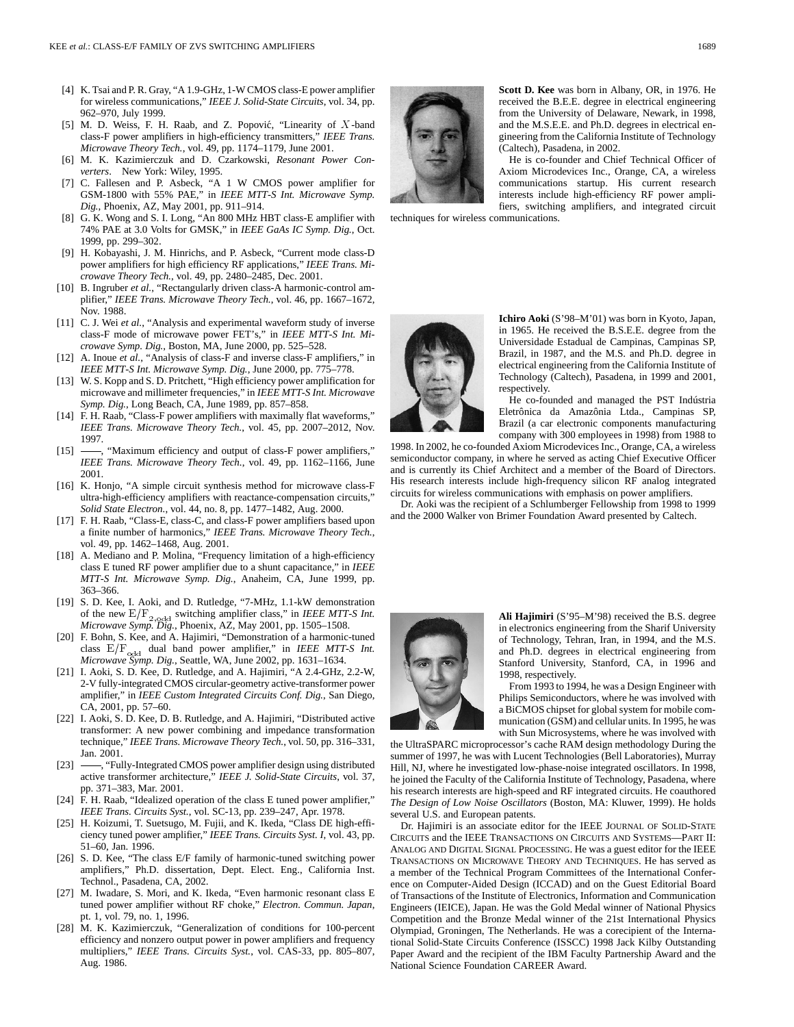[4] K. Tsai and P. R. Gray, "A 1.9-GHz, 1-W CMOS class-E power amplifier for wireless communications," *IEEE J. Solid-State Circuits*, vol. 34, pp. 962–970, July 1999.

[5] M. D. Weiss, F. H. Raab, and Z. Popović, "Linearity of $X$-band class-F power amplifiers in high-efficiency transmitters," *IEEE Trans. Microwave Theory Tech.*, vol. 49, pp. 1174–1179, June 2001.

[6] M. K. Kazimierczuk and D. Czarkowski, *Resonant Power Converters*. New York: Wiley, 1995.

[7] C. Fallesen and P. Asbeck, "A 1 W CMOS power amplifier for GSM-1800 with 55% PAE," in *IEEE MTT-S Int. Microwave Symp. Dig.*, Phoenix, AZ, May 2001, pp. 911–914.

[8] G. K. Wong and S. I. Long, "An 800 MHz HBT class-E amplifier with 74% PAE at 3.0 Volts for GMSK," in *IEEE GaAs IC Symp. Dig.*, Oct. 1999, pp. 299–302.

[9] H. Kobayashi, J. M. Hinrichs, and P. Asbeck, "Current mode class-D power amplifiers for high efficiency RF applications," *IEEE Trans. Microwave Theory Tech.*, vol. 49, pp. 2480–2485, Dec. 2001.

[10] B. Ingruber *et al.*, "Rectangularly driven class-A harmonic-control amplifier," *IEEE Trans. Microwave Theory Tech.*, vol. 46, pp. 1667–1672, Nov. 1988.

[11] C. J. Wei *et al.*, "Analysis and experimental waveform study of inverse class-F mode of microwave power FET's," in *IEEE MTT-S Int. Microwave Symp. Dig.*, Boston, MA, June 2000, pp. 525–528.

[12] A. Inoue *et al.*, "Analysis of class-F and inverse class-F amplifiers," in *IEEE MTT-S Int. Microwave Symp. Dig.*, June 2000, pp. 775–778.

[13] W. S. Kopp and S. D. Pritchett, "High efficiency power amplification for microwave and millimeter frequencies," in *IEEE MTT-S Int. Microwave Symp. Dig.*, Long Beach, CA, June 1989, pp. 857–858.

[14] F. H. Raab, "Class-F power amplifiers with maximally flat waveforms," *IEEE Trans. Microwave Theory Tech.*, vol. 45, pp. 2007–2012, Nov. 1997.

[15] ——, "Maximum efficiency and output of class-F power amplifiers," *IEEE Trans. Microwave Theory Tech.*, vol. 49, pp. 1162–1166, June 2001.

[16] K. Honjo, "A simple circuit synthesis method for microwave class-F ultra-high-efficiency amplifiers with reactance-compensation circuits," *Solid State Electron.*, vol. 44, no. 8, pp. 1477–1482, Aug. 2000.

[17] F. H. Raab, "Class-E, class-C, and class-F power amplifiers based upon a finite number of harmonics," *IEEE Trans. Microwave Theory Tech.*, vol. 49, pp. 1462–1468, Aug. 2001.

[18] A. Mediano and P. Molina, "Frequency limitation of a high-efficiency class E tuned RF power amplifier due to a shunt capacitance," in *IEEE MTT-S Int. Microwave Symp. Dig.*, Anaheim, CA, June 1999, pp. 363–366.

[19] S. D. Kee, I. Aoki, and D. Rutledge, "7-MHz, 1.1-kW demonstration of the new $\mathrm{E/F_{2,odd}}$ switching amplifier class," in *IEEE MTT-S Int. Microwave Symp. Dig.*, Phoenix, AZ, May 2001, pp. 1505–1508.

[20] F. Bohn, S. Kee, and A. Hajimiri, "Demonstration of a harmonic-tuned class $\mathrm{E/F_{odd}}$ dual band power amplifier," in *IEEE MTT-S Int. Microwave Symp. Dig.*, Seattle, WA, June 2002, pp. 1631–1634.

[21] I. Aoki, S. D. Kee, D. Rutledge, and A. Hajimiri, "A 2.4-GHz, 2.2-W, 2-V fully-integrated CMOS circular-geometry active-transformer power amplifier," in *IEEE Custom Integrated Circuits Conf. Dig.*, San Diego, CA, 2001, pp. 57–60.

[22] I. Aoki, S. D. Kee, D. B. Rutledge, and A. Hajimiri, "Distributed active transformer: A new power combining and impedance transformation technique," *IEEE Trans. Microwave Theory Tech.*, vol. 50, pp. 316–331, Jan. 2001.

[23] ——, "Fully-Integrated CMOS power amplifier design using distributed active transformer architecture," *IEEE J. Solid-State Circuits*, vol. 37, pp. 371–383, Mar. 2001.

[24] F. H. Raab, "Idealized operation of the class E tuned power amplifier," *IEEE Trans. Circuits Syst.*, vol. SC-13, pp. 239–247, Apr. 1978.

[25] H. Koizumi, T. Suetsugo, M. Fujii, and K. Ikeda, "Class DE high-efficiency tuned power amplifier," *IEEE Trans. Circuits Syst. I*, vol. 43, pp. 51–60, Jan. 1996.

[26] S. D. Kee, "The class E/F family of harmonic-tuned switching power amplifiers," Ph.D. dissertation, Dept. Elect. Eng., California Inst. Technol., Pasadena, CA, 2002.

[27] M. Iwadare, S. Mori, and K. Ikeda, "Even harmonic resonant class E tuned power amplifier without RF choke," *Electron. Commun. Japan*, pt. 1, vol. 79, no. 1, 1996.

[28] M. K. Kazimierczuk, "Generalization of conditions for 100-percent efficiency and nonzero output power in power amplifiers and frequency multipliers," *IEEE Trans. Circuits Syst.*, vol. CAS-33, pp. 805–807, Aug. 1986.

**Scott D. Kee** was born in Albany, OR, in 1976. He received the B.E.E. degree in electrical engineering from the University of Delaware, Newark, in 1998, and the M.S.E.E. and Ph.D. degrees in electrical engineering from the California Institute of Technology (Caltech), Pasadena, in 2002.

He is co-founder and Chief Technical Officer of Axiom Microdevices Inc., Orange, CA, a wireless communications startup. His current research interests include high-efficiency RF power amplifiers, switching amplifiers, and integrated circuit techniques for wireless communications.

**Ichiro Aoki** (S'98–M'01) was born in Kyoto, Japan, in 1965. He received the B.S.E.E. degree from the Universidade Estadual de Campinas, Campinas SP, Brazil, in 1987, and the M.S. and Ph.D. degree in electrical engineering from the California Institute of Technology (Caltech), Pasadena, in 1999 and 2001, respectively.

He co-founded and managed the PST Indústria Eletrônica da Amazônia Ltda., Campinas SP, Brazil (a car electronic components manufacturing company with 300 employees in 1998) from 1988 to 1998. In 2002, he co-founded Axiom Microdevices Inc., Orange, CA, a wireless semiconductor company, in where he served as acting Chief Executive Officer and is currently its Chief Architect and a member of the Board of Directors. His research interests include high-frequency silicon RF analog integrated circuits for wireless communications with emphasis on power amplifiers.

Dr. Aoki was the recipient of a Schlumberger Fellowship from 1998 to 1999 and the 2000 Walker von Brimer Foundation Award presented by Caltech.

**Ali Hajimiri** (S'95–M'98) received the B.S. degree in electronics engineering from the Sharif University of Technology, Tehran, Iran, in 1994, and the M.S. and Ph.D. degrees in electrical engineering from Stanford University, Stanford, CA, in 1996 and 1998, respectively.

From 1993 to 1994, he was a Design Engineer with Philips Semiconductors, where he was involved with a BiCMOS chipset for global system for mobile communication (GSM) and cellular units. In 1995, he was with Sun Microsystems, where he was involved with the UltraSPARC microprocessor's cache RAM design methodology During the summer of 1997, he was with Lucent Technologies (Bell Laboratories), Murray Hill, NJ, where he investigated low-phase-noise integrated oscillators. In 1998, he joined the Faculty of the California Institute of Technology, Pasadena, where his research interests are high-speed and RF integrated circuits. He coauthored *The Design of Low Noise Oscillators* (Boston, MA: Kluwer, 1999). He holds several U.S. and European patents.

Dr. Hajimiri is an associate editor for the IEEE JOURNAL OF SOLID-STATE CIRCUITS and the IEEE TRANSACTIONS ON CIRCUITS AND SYSTEMS—PART II: ANALOG AND DIGITAL SIGNAL PROCESSING. He was a guest editor for the IEEE TRANSACTIONS ON MICROWAVE THEORY AND TECHNIQUES. He has served as a member of the Technical Program Committees of the International Conference on Computer-Aided Design (ICCAD) and on the Guest Editorial Board of Transactions of the Institute of Electronics, Information and Communication Engineers (IEICE), Japan. He was the Gold Medal winner of National Physics Competition and the Bronze Medal winner of the 21st International Physics Olympiad, Groningen, The Netherlands. He was a corecipient of the International Solid-State Circuits Conference (ISSCC) 1998 Jack Kilby Outstanding Paper Award and the recipient of the IBM Faculty Partnership Award and the National Science Foundation CAREER Award.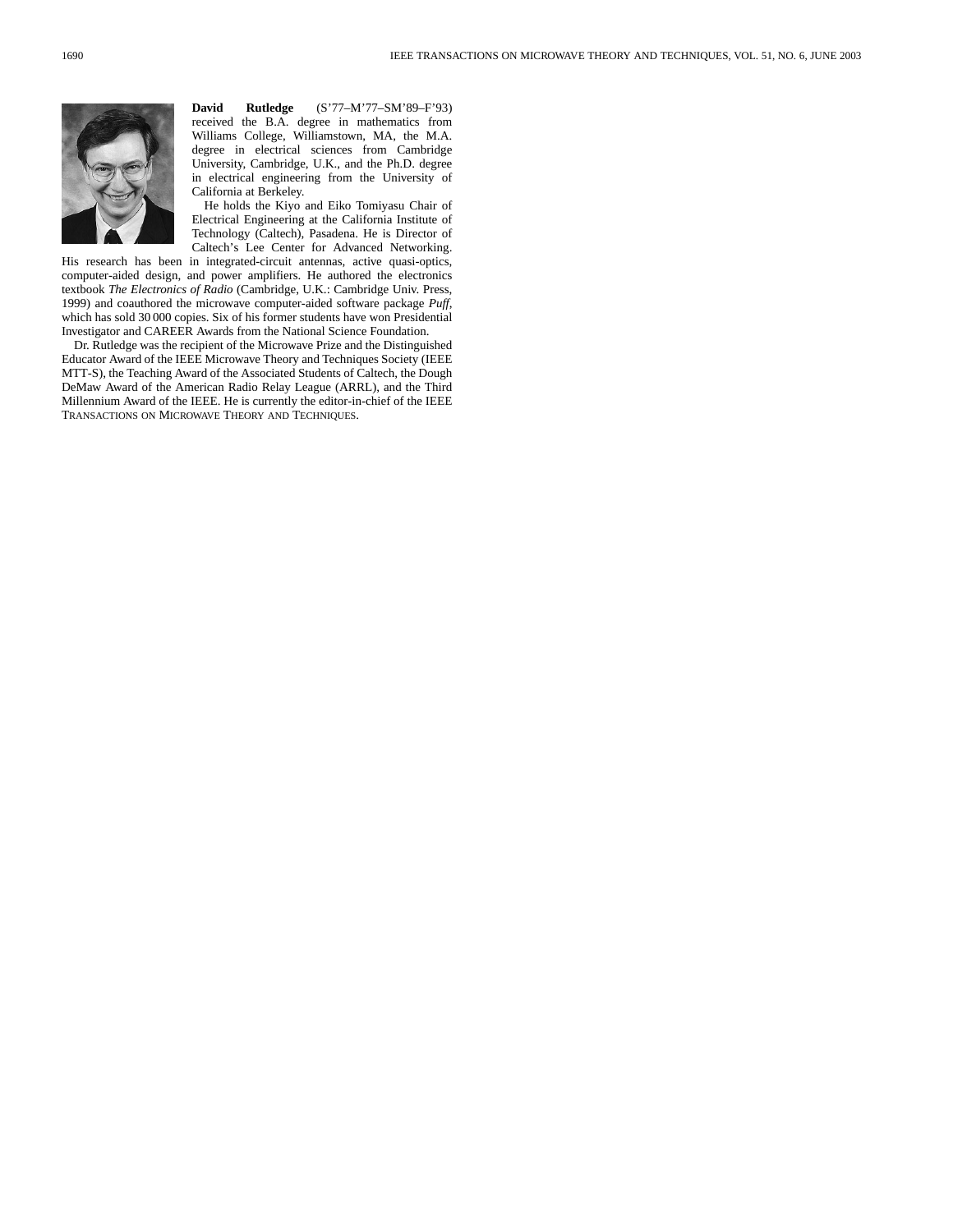**David Rutledge** (S'77–M'77–SM'89–F'93) received the B.A. degree in mathematics from Williams College, Williamstown, MA, the M.A. degree in electrical sciences from Cambridge University, Cambridge, U.K., and the Ph.D. degree in electrical engineering from the University of California at Berkeley.

He holds the Kiyo and Eiko Tomiyasu Chair of Electrical Engineering at the California Institute of Technology (Caltech), Pasadena. He is Director of Caltech's Lee Center for Advanced Networking. His research has been in integrated-circuit antennas, active quasi-optics, computer-aided design, and power amplifiers. He authored the electronics textbook *The Electronics of Radio* (Cambridge, U.K.: Cambridge Univ. Press, 1999) and coauthored the microwave computer-aided software package *Puff*, which has sold 30 000 copies. Six of his former students have won Presidential Investigator and CAREER Awards from the National Science Foundation.

Dr. Rutledge was the recipient of the Microwave Prize and the Distinguished Educator Award of the IEEE Microwave Theory and Techniques Society (IEEE MTT-S), the Teaching Award of the Associated Students of Caltech, the Dough DeMaw Award of the American Radio Relay League (ARRL), and the Third Millennium Award of the IEEE. He is currently the editor-in-chief of the IEEE TRANSACTIONS ON MICROWAVE THEORY AND TECHNIQUES.